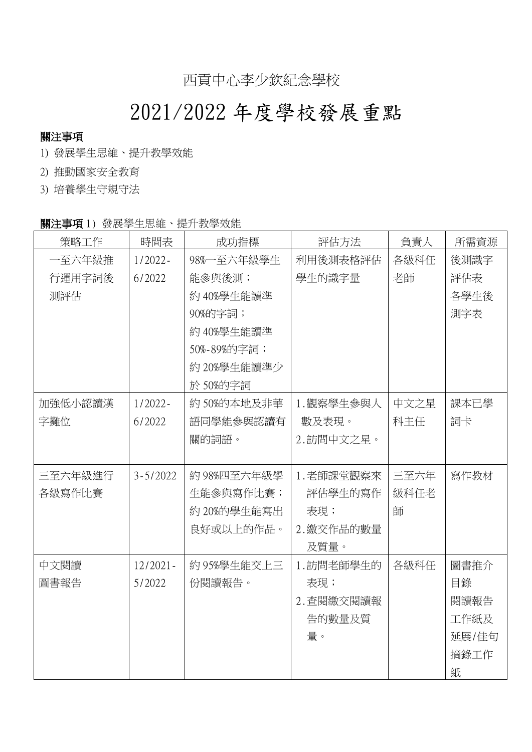西貢中心李少欽紀念學校

# 2021/2022 年度學校發展重點

**關注事項**

1) 發展學生思維、提升教學效能
2) 推動國家安全教育
3) 培養學生守規守法

**關注事項** 1) 發展學生思維、提升教學效能

| 策略工作 | 時間表 | 成功指標 | 評估方法 | 負責人 | 所需資源 |
|---|---|---|---|---|---|
| 一至六年級推行運用字詞後測評估 | 1/2022-6/2022 | 98%一至六年級學生能參與後測；約 40%學生能讀準 90%的字詞；約 40%學生能讀準 50%-89%的字詞；約 20%學生能讀準少於 50%的字詞 | 利用後測表格評估學生的識字量 | 各級科任老師 | 後測識字評估表<br>各學生後測字表 |
| 加強低小認讀漢字攤位 | 1/2022-6/2022 | 約 50%的本地及非華語同學能參與認讀有關的詞語。 | 1.觀察學生參與人數及表現。<br>2.訪問中文之星。 | 中文之星科主任 | 課本已學詞卡 |
| 三至六年級進行各級寫作比賽 | 3-5/2022 | 約 98%四至六年級學生能參與寫作比賽；約 20%的學生能寫出良好或以上的作品。 | 1.老師課堂觀察來評估學生的寫作表現；<br>2.繳交作品的數量及質量。 | 三至六年級科任老師 | 寫作教材 |
| 中文閱讀圖書報告 | 12/2021-5/2022 | 約 95%學生能交上三份閱讀報告。 | 1.訪問老師學生的表現；<br>2.查閱繳交閱讀報告的數量及質量。 | 各級科任 | 圖書推介目錄<br>閱讀報告工作紙及延展/佳句摘錄工作紙 |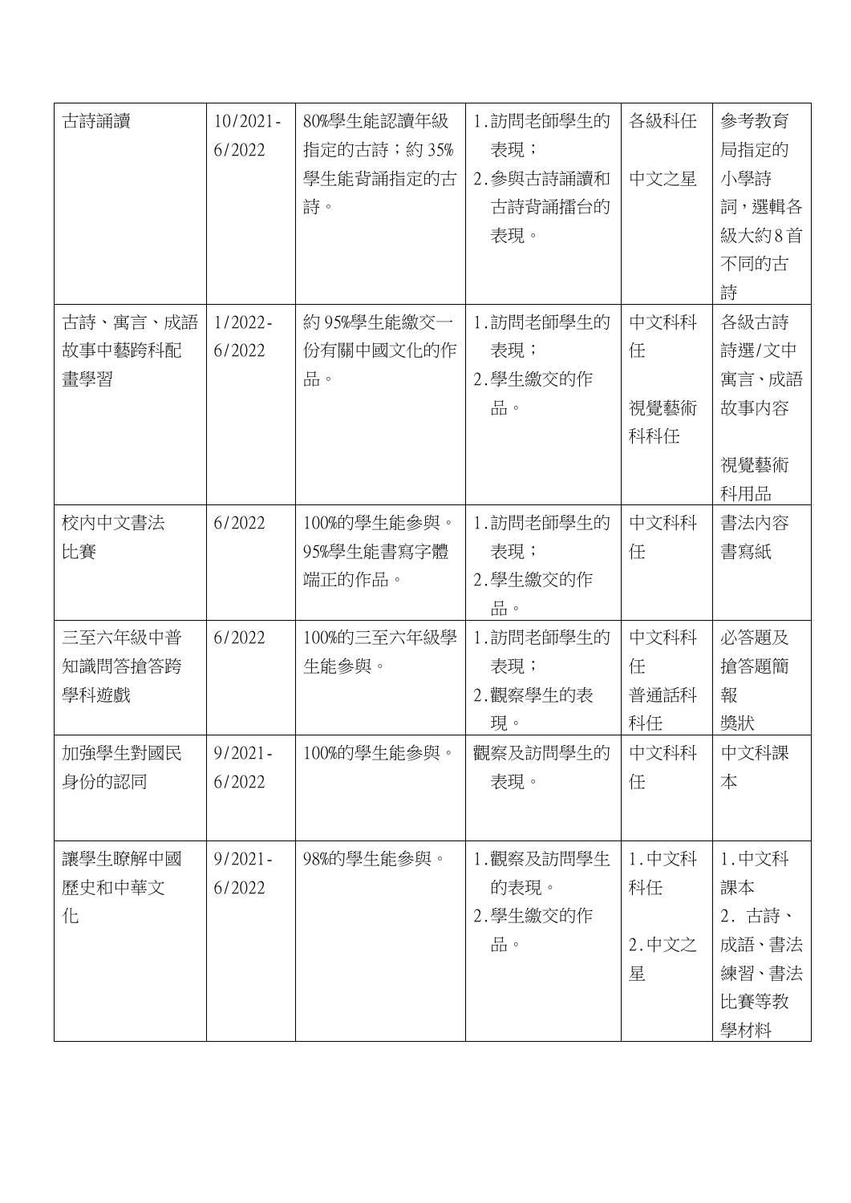| | | | | | |
|---|---|---|---|---|---|
| 古詩誦讀 | 10/2021-6/2022 | 80%學生能認讀年級指定的古詩；約 35%學生能背誦指定的古詩。 | 1.訪問老師學生的表現；<br>2.參與古詩誦讀和古詩背誦擂台的表現。 | 各級科任<br><br>中文之星 | 參考教育局指定的小學詩詞，選輯各級大約8首不同的古詩 |
| 古詩、寓言、成語故事中藝跨科配畫學習 | 1/2022-6/2022 | 約 95%學生能繳交一份有關中國文化的作品。 | 1.訪問老師學生的表現；<br>2.學生繳交的作品。 | 中文科科任<br><br>視覺藝術科科任 | 各級古詩詩選/文中寓言、成語故事內容<br><br>視覺藝術科用品 |
| 校內中文書法比賽 | 6/2022 | 100%的學生能參與。95%學生能書寫字體端正的作品。 | 1.訪問老師學生的表現；<br>2.學生繳交的作品。 | 中文科科任 | 書法內容書寫紙 |
| 三至六年級中普知識問答搶答跨學科遊戲 | 6/2022 | 100%的三至六年級學生能參與。 | 1.訪問老師學生的表現；<br>2.觀察學生的表現。 | 中文科科任<br>普通話科科任 | 必答題及搶答題簡報<br>獎狀 |
| 加強學生對國民身份的認同 | 9/2021-6/2022 | 100%的學生能參與。 | 觀察及訪問學生的表現。 | 中文科科任 | 中文科課本 |
| 讓學生瞭解中國歷史和中華文化 | 9/2021-6/2022 | 98%的學生能參與。 | 1.觀察及訪問學生的表現。<br>2.學生繳交的作品。 | 1.中文科科任<br><br>2.中文之星 | 1.中文科課本<br>2. 古詩、成語、書法練習、書法比賽等教學材料 |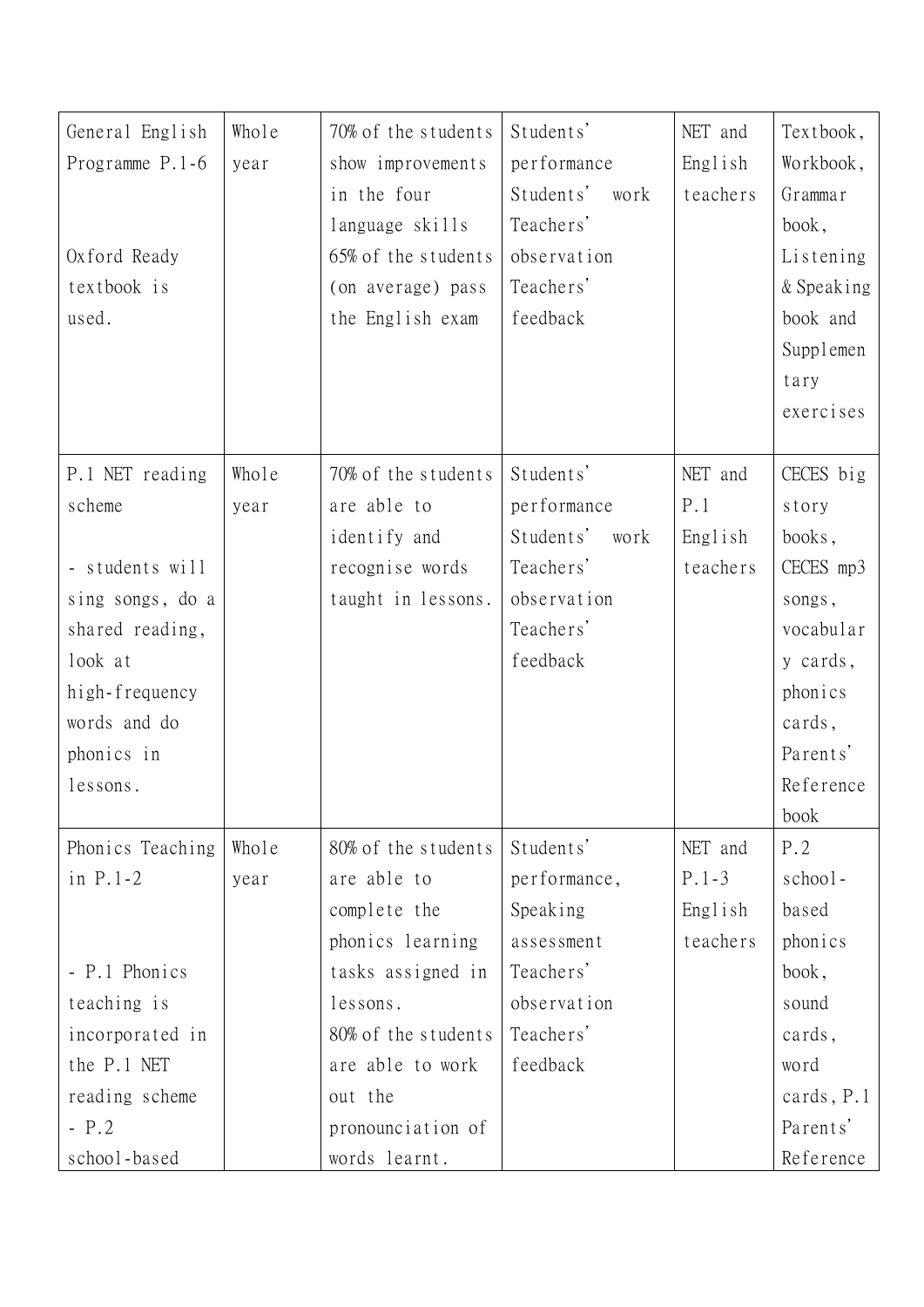| | | | | | |
|---|---|---|---|---|---|
| General English Programme P.1-6<br><br>Oxford Ready textbook is used. | Whole year | 70% of the students show improvements in the four language skills<br>65% of the students (on average) pass the English exam | Students' performance<br>Students' work<br>Teachers' observation<br>Teachers' feedback | NET and English teachers | Textbook, Workbook, Grammar book, Listening & Speaking book and Supplementary exercises |
| P.1 NET reading scheme<br><br>- students will sing songs, do a shared reading, look at high-frequency words and do phonics in lessons. | Whole year | 70% of the students are able to identify and recognise words taught in lessons. | Students' performance<br>Students' work<br>Teachers' observation<br>Teachers' feedback | NET and P.1 English teachers | CECES big story books, CECES mp3 songs, vocabulary cards, phonics cards, Parents' Reference book |
| Phonics Teaching in P.1-2<br><br>- P.1 Phonics teaching is incorporated in the P.1 NET reading scheme<br>- P.2 school-based | Whole year | 80% of the students are able to complete the phonics learning tasks assigned in lessons.<br>80% of the students are able to work out the pronounciation of words learnt. | Students' performance, Speaking assessment<br>Teachers' observation<br>Teachers' feedback | NET and P.1-3 English teachers | P.2 school-based phonics book, sound cards, word cards, P.1 Parents' Reference |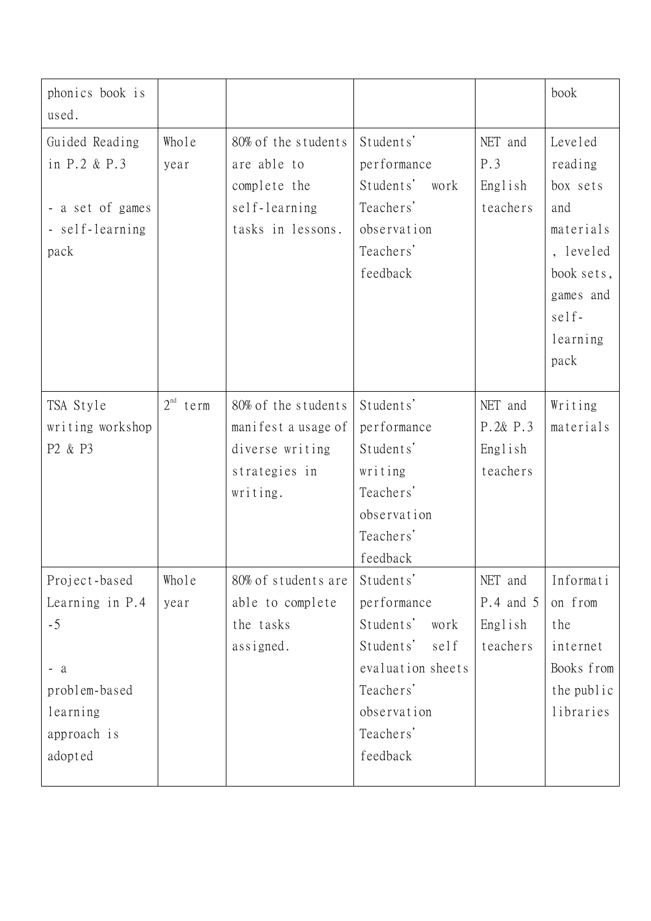| | | | | | |
|---|---|---|---|---|---|
| phonics book is used. | | | | | book |
| Guided Reading in P.2 & P.3<br><br>- a set of games<br>- self-learning pack | Whole year | 80% of the students are able to complete the self-learning tasks in lessons. | Students' performance<br>Students' work<br>Teachers' observation<br>Teachers' feedback | NET and P.3 English teachers | Leveled reading box sets and materials, leveled book sets, games and self-learning pack |
| TSA Style writing workshop P2 & P3 | 2nd term | 80% of the students manifest a usage of diverse writing strategies in writing. | Students' performance<br>Students' writing<br>Teachers' observation<br>Teachers' feedback | NET and P.2& P.3 English teachers | Writing materials |
| Project-based Learning in P.4 -5<br><br>- a problem-based learning approach is adopted | Whole year | 80% of students are able to complete the tasks assigned. | Students' performance<br>Students' work<br>Students' self evaluation sheets<br>Teachers' observation<br>Teachers' feedback | NET and P.4 and 5 English teachers | Information from the internet<br>Books from the public libraries |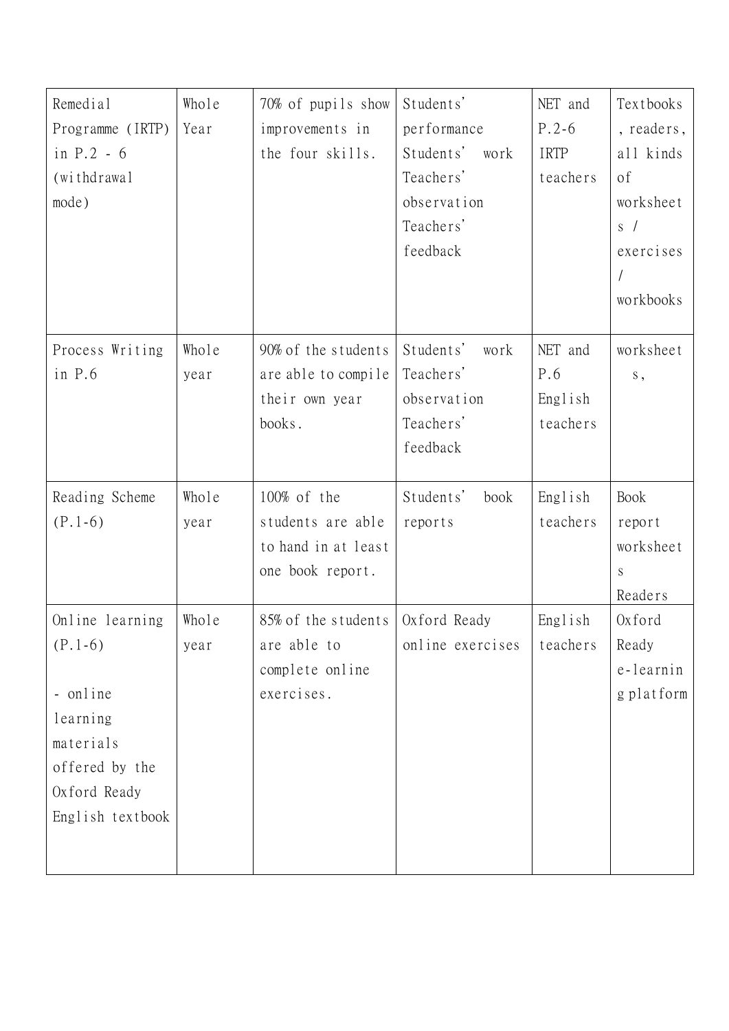| | | | | | |
|---|---|---|---|---|---|
| Remedial Programme (IRTP) in P.2 - 6 (withdrawal mode) | Whole Year | 70% of pupils show improvements in the four skills. | Students' performance<br>Students' work<br>Teachers' observation<br>Teachers' feedback | NET and P.2-6 IRTP teachers | Textbooks, readers, all kinds of worksheets / exercises / workbooks |
| Process Writing in P.6 | Whole year | 90% of the students are able to compile their own year books. | Students' work<br>Teachers' observation<br>Teachers' feedback | NET and P.6 English teachers | worksheets, |
| Reading Scheme (P.1-6) | Whole year | 100% of the students are able to hand in at least one book report. | Students' book reports | English teachers | Book report worksheets<br>Readers |
| Online learning (P.1-6)<br><br>- online learning materials offered by the Oxford Ready English textbook | Whole year | 85% of the students are able to complete online exercises. | Oxford Ready online exercises | English teachers | Oxford Ready e-learning platform |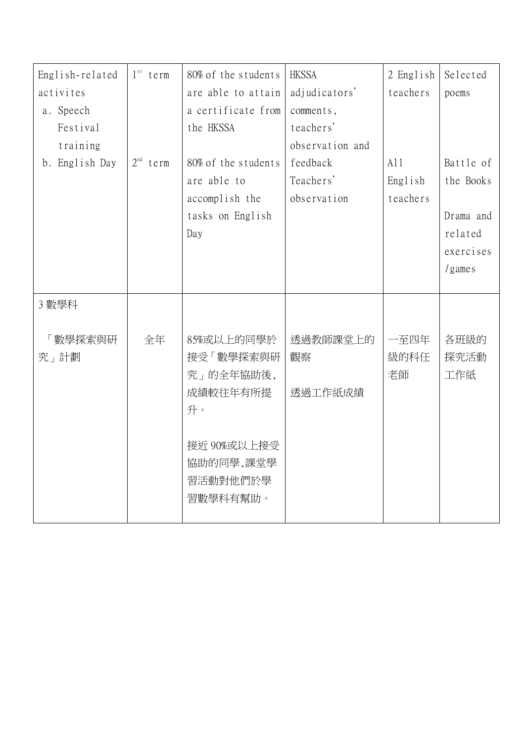| | | | | | |
|---|---|---|---|---|---|
| English-related activites<br>a. Speech Festival training<br>b. English Day | 1st term<br><br><br><br><br>2nd term | 80% of the students are able to attain a certificate from the HKSSA<br><br>80% of the students are able to accomplish the tasks on English Day | HKSSA adjudicators' comments, teachers' observation and feedback<br>Teachers' observation | 2 English teachers<br><br><br><br><br>All English teachers | Selected poems<br><br><br><br><br>Battle of the Books<br><br>Drama and related exercises /games |
| 3 數學科<br><br>「數學探索與研究」計劃 | <br><br>全年 | <br><br>85%或以上的同學於接受「數學探索與研究」的全年協助後,成績較往年有所提升。<br><br>接近 90%或以上接受協助的同學,課堂學習活動對他們於學習數學科有幫助。 | <br><br>透過教師課堂上的觀察<br><br>透過工作紙成績 | <br><br>一至四年級的科任老師 | <br><br>各班級的探究活動工作紙 |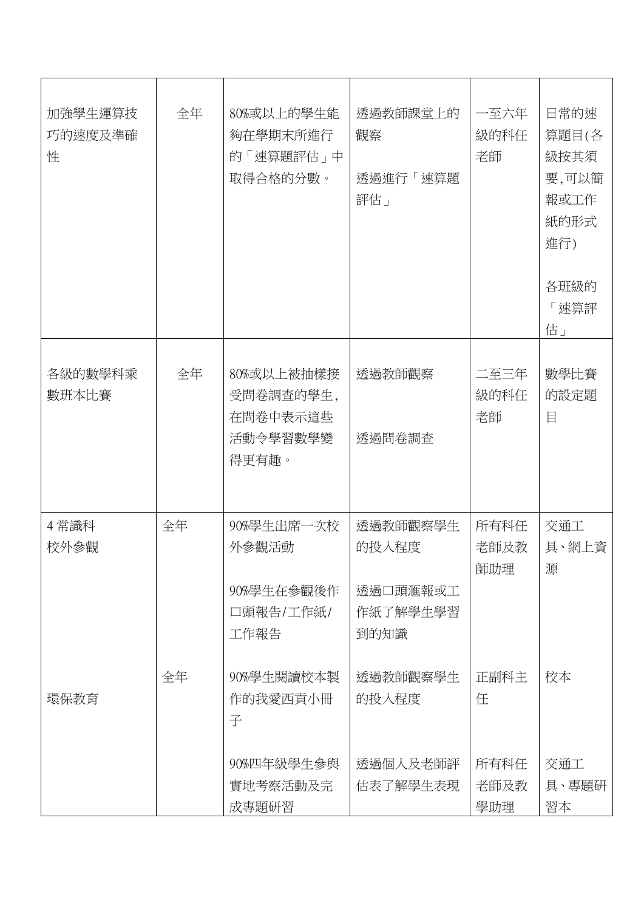| | | | | | |
|---|---|---|---|---|---|
| 加強學生運算技巧的速度及準確性 | 全年 | 80%或以上的學生能夠在學期末所進行的「速算題評估」中取得合格的分數。 | 透過教師課堂上的觀察<br><br>透過進行「速算題評估」 | 一至六年級的科任老師 | 日常的速算題目(各級按其須要,可以簡報或工作紙的形式進行)<br><br>各班級的「速算評估」 |
| 各級的數學科乘數班本比賽 | 全年 | 80%或以上被抽樣接受問卷調查的學生,在問卷中表示這些活動令學習數學變得更有趣。 | 透過教師觀察<br><br>透過問卷調查 | 二至三年級的科任老師 | 數學比賽的設定題目 |
| 4 常識科<br>校外參觀 | 全年 | 90%學生出席一次校外參觀活動<br><br>90%學生在參觀後作口頭報告/工作紙/工作報告 | 透過教師觀察學生的投入程度<br><br>透過口頭滙報或工作紙了解學生學習到的知識 | 所有科任老師及教師助理 | 交通工具、網上資源 |
| 環保教育 | 全年 | 90%學生閱讀校本製作的我愛西貢小冊子<br><br>90%四年級學生參與實地考察活動及完成專題研習 | 透過教師觀察學生的投入程度<br><br>透過個人及老師評估表了解學生表現 | 正副科主任<br><br>所有科任老師及教學助理 | 校本<br><br>交通工具、專題研習本 |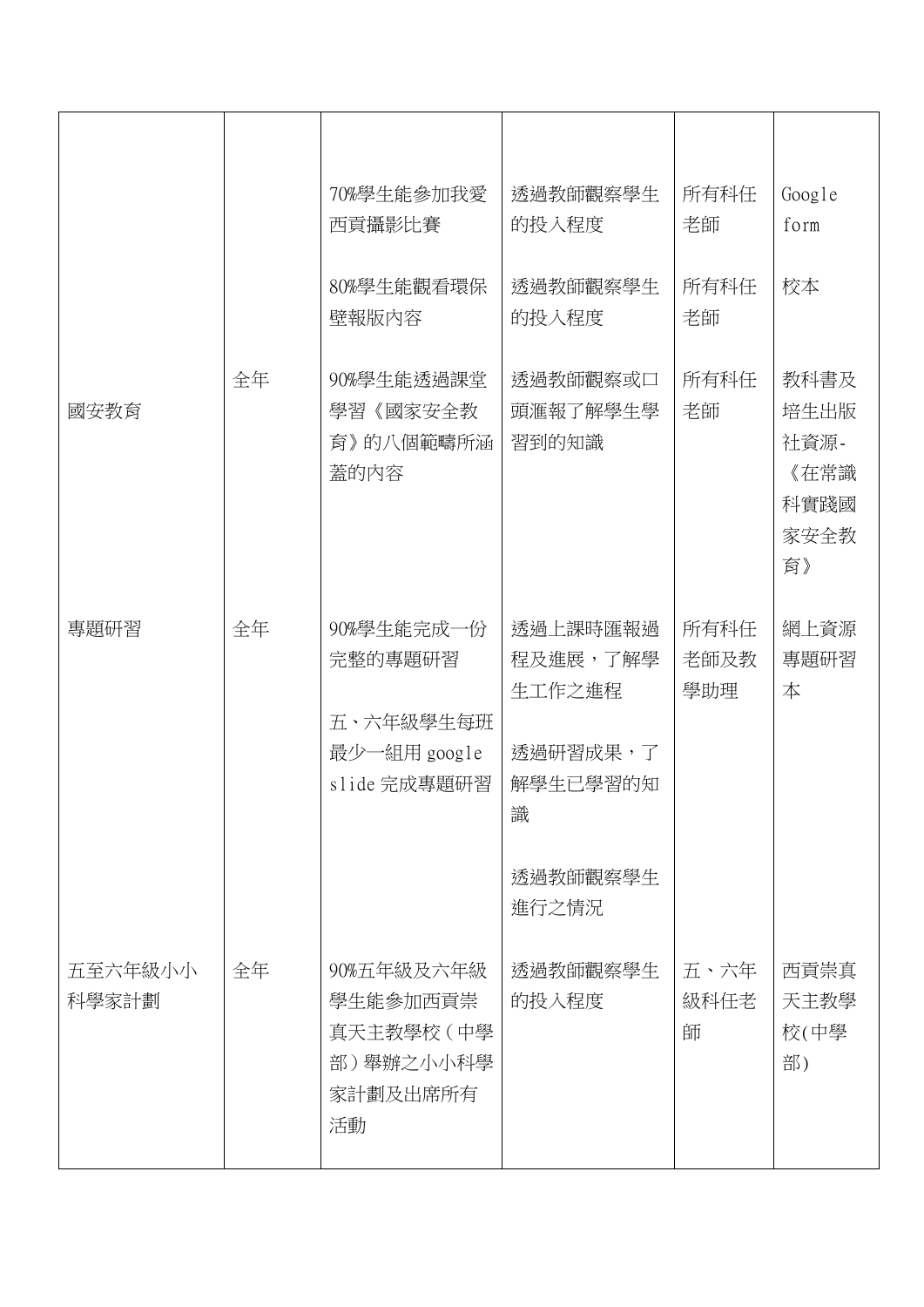| | | | | | |
|---|---|---|---|---|---|
| | | 70%學生能參加我愛西貢攝影比賽 | 透過教師觀察學生的投入程度 | 所有科任老師 | Google form |
| | | 80%學生能觀看環保壁報版內容 | 透過教師觀察學生的投入程度 | 所有科任老師 | 校本 |
| 國安教育 | 全年 | 90%學生能透過課堂學習《國家安全教育》的八個範疇所涵蓋的內容 | 透過教師觀察或口頭滙報了解學生學習到的知識 | 所有科任老師 | 教科書及培生出版社資源-《在常識科實踐國家安全教育》 |
| 專題研習 | 全年 | 90%學生能完成一份完整的專題研習<br><br>五、六年級學生每班最少一組用 google slide 完成專題研習 | 透過上課時匯報過程及進展，了解學生工作之進程<br><br>透過研習成果，了解學生已學習的知識<br><br>透過教師觀察學生進行之情況 | 所有科任老師及教學助理 | 網上資源<br>專題研習本 |
| 五至六年級小小科學家計劃 | 全年 | 90%五年級及六年級學生能參加西貢崇真天主教學校（中學部）舉辦之小小科學家計劃及出席所有活動 | 透過教師觀察學生的投入程度 | 五、六年級科任老師 | 西貢崇真天主教學校(中學部) |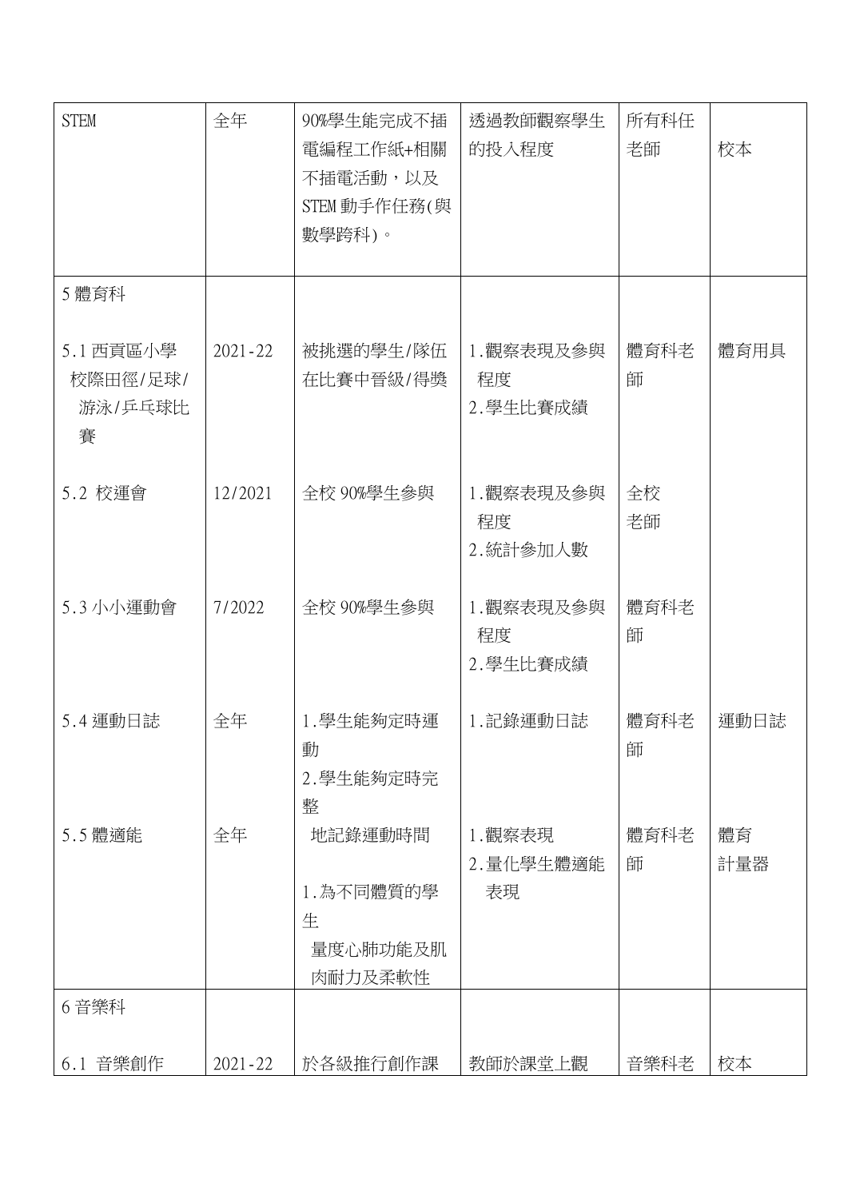| | | | | | |
|---|---|---|---|---|---|
| STEM | 全年 | 90%學生能完成不插電編程工作紙+相關不插電活動，以及 STEM 動手作任務(與數學跨科)。 | 透過教師觀察學生的投入程度 | 所有科任老師 | 校本 |
| 5 體育科 | | | | | |
| 5.1 西貢區小學校際田徑/足球/游泳/乒乓球比賽 | 2021-22 | 被挑選的學生/隊伍在比賽中晉級/得獎 | 1.觀察表現及參與程度<br>2.學生比賽成績 | 體育科老師 | 體育用具 |
| 5.2 校運會 | 12/2021 | 全校 90%學生參與 | 1.觀察表現及參與程度<br>2.統計參加人數 | 全校老師 | |
| 5.3 小小運動會 | 7/2022 | 全校 90%學生參與 | 1.觀察表現及參與程度<br>2.學生比賽成績 | 體育科老師 | |
| 5.4 運動日誌 | 全年 | 1.學生能夠定時運動<br>2.學生能夠定時完整地記錄運動時間 | 1.記錄運動日誌 | 體育科老師 | 運動日誌 |
| 5.5 體適能 | 全年 | 1.為不同體質的學生量度心肺功能及肌肉耐力及柔軟性 | 1.觀察表現<br>2.量化學生體適能表現 | 體育科老師 | 體育計量器 |
| 6 音樂科 | | | | | |
| 6.1 音樂創作 | 2021-22 | 於各級推行創作課 | 教師於課堂上觀 | 音樂科老 | 校本 |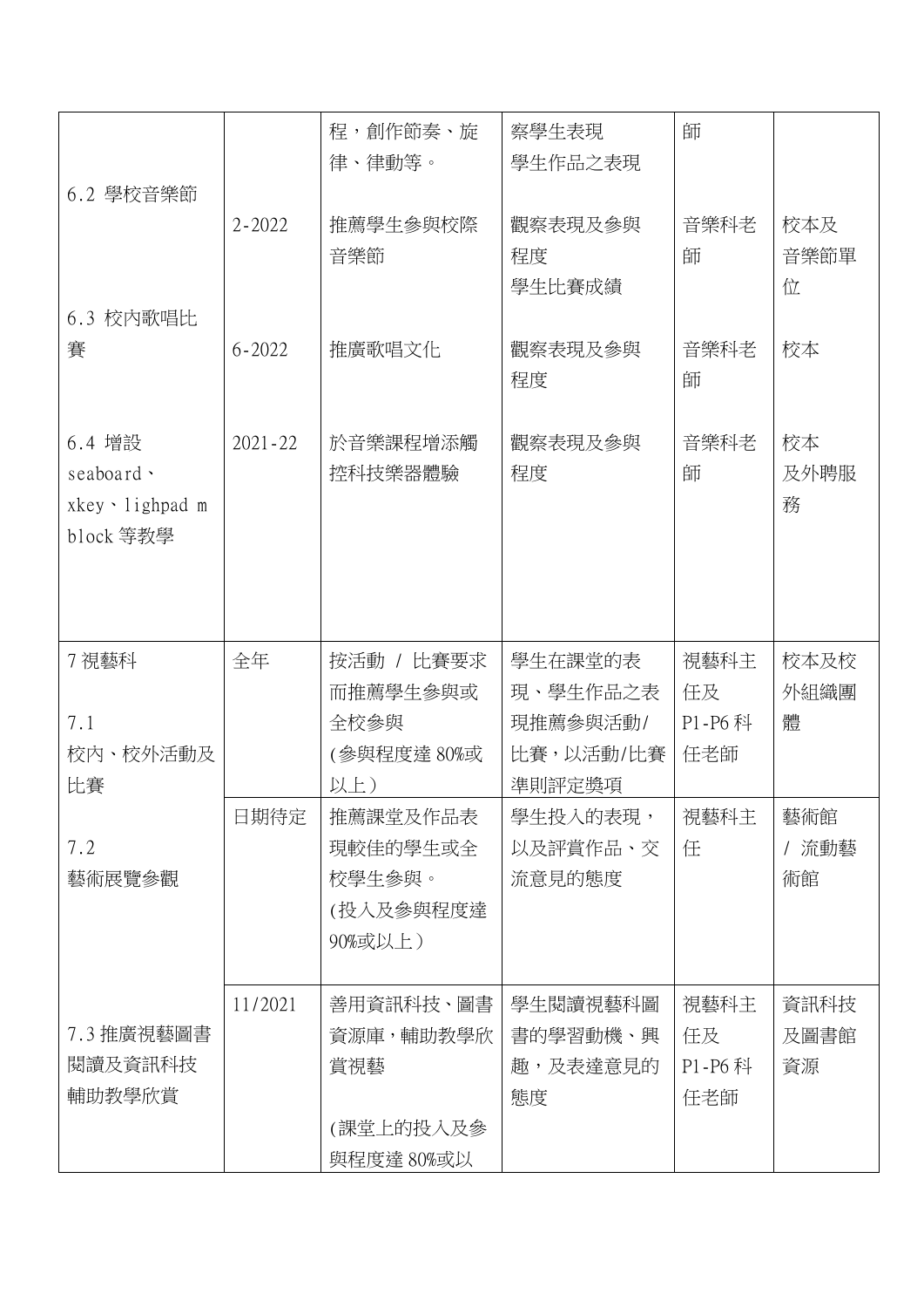| | | | | | |
|---|---|---|---|---|---|
| 6.2 學校音樂節 | | 程，創作節奏、旋律、律動等。 | 察學生表現<br>學生作品之表現 | 師 | |
| | 2-2022 | 推薦學生參與校際音樂節 | 觀察表現及參與程度<br>學生比賽成績 | 音樂科老師 | 校本及音樂節單位 |
| 6.3 校內歌唱比賽 | 6-2022 | 推廣歌唱文化 | 觀察表現及參與程度 | 音樂科老師 | 校本 |
| 6.4 增設 seaboard、xkey、lighpad m block 等教學 | 2021-22 | 於音樂課程增添觸控科技樂器體驗 | 觀察表現及參與程度 | 音樂科老師 | 校本<br>及外聘服務 |
| 7 視藝科<br><br>7.1<br>校內、校外活動及比賽 | 全年 | 按活動 / 比賽要求而推薦學生參與或全校參與<br>(參與程度達 80%或以上) | 學生在課堂的表現、學生作品之表現推薦參與活動/比賽，以活動/比賽準則評定獎項 | 視藝科主任及<br>P1-P6 科任老師 | 校本及校外組織團體 |
| 7.2<br>藝術展覽參觀 | 日期待定 | 推薦課堂及作品表現較佳的學生或全校學生參與。<br>(投入及參與程度達 90%或以上) | 學生投入的表現，以及評賞作品、交流意見的態度 | 視藝科主任 | 藝術館<br>/ 流動藝術館 |
| 7.3 推廣視藝圖書閱讀及資訊科技輔助教學欣賞 | 11/2021 | 善用資訊科技、圖書資源庫，輔助教學欣賞視藝<br><br>(課堂上的投入及參與程度達 80%或以 | 學生閱讀視藝科圖書的學習動機、興趣，及表達意見的態度 | 視藝科主任及<br>P1-P6 科任老師 | 資訊科技及圖書館資源 |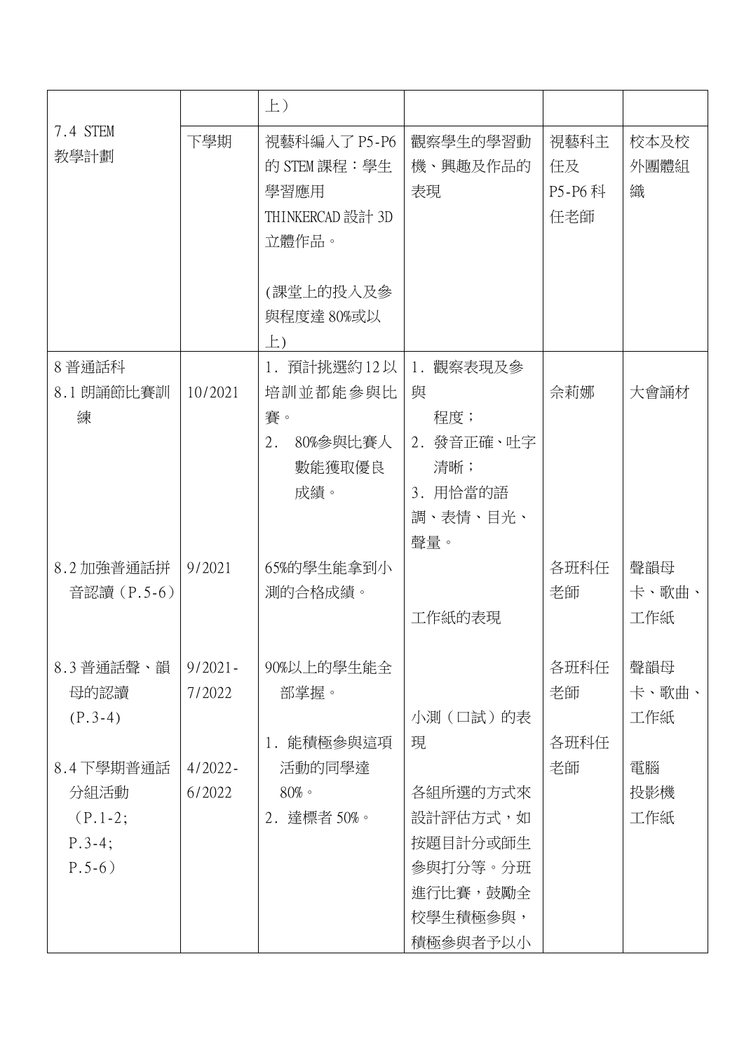| | | | | | |
|---|---|---|---|---|---|
| | | 上） | | | |
| 7.4 STEM 教學計劃 | 下學期 | 視藝科編入了 P5-P6 的 STEM 課程：學生學習應用 THINKERCAD 設計 3D 立體作品。<br><br>(課堂上的投入及參與程度達 80%或以上) | 觀察學生的學習動機、興趣及作品的表現 | 視藝科主任及 P5-P6 科任老師 | 校本及校外團體組織 |
| 8 普通話科<br>8.1 朗誦節比賽訓練 | 10/2021 | 1. 預計挑選約 12 以培訓並都能參與比賽。<br>2. 80%參與比賽人數能獲取優良成績。 | 1. 觀察表現及參與程度；<br>2. 發音正確、吐字清晰；<br>3. 用恰當的語調、表情、目光、聲量。 | 佘莉娜 | 大會誦材 |
| 8.2 加強普通話拼音認讀（P.5-6） | 9/2021 | 65%的學生能拿到小測的合格成績。 | 工作紙的表現 | 各班科任老師 | 聲韻母卡、歌曲、工作紙 |
| 8.3 普通話聲、韻母的認讀（P.3-4） | 9/2021-7/2022 | 90%以上的學生能全部掌握。 | 小測（口試）的表現 | 各班科任老師 | 聲韻母卡、歌曲、工作紙 |
| 8.4 下學期普通話分組活動（P.1-2; P.3-4; P.5-6） | 4/2022-6/2022 | 1. 能積極參與這項活動的同學達 80%。<br>2. 達標者 50%。 | 各組所選的方式來設計評估方式，如按題目計分或師生參與打分等。分班進行比賽，鼓勵全校學生積極參與，積極參與者予以小 | 各班科任老師 | 電腦<br>投影機<br>工作紙 |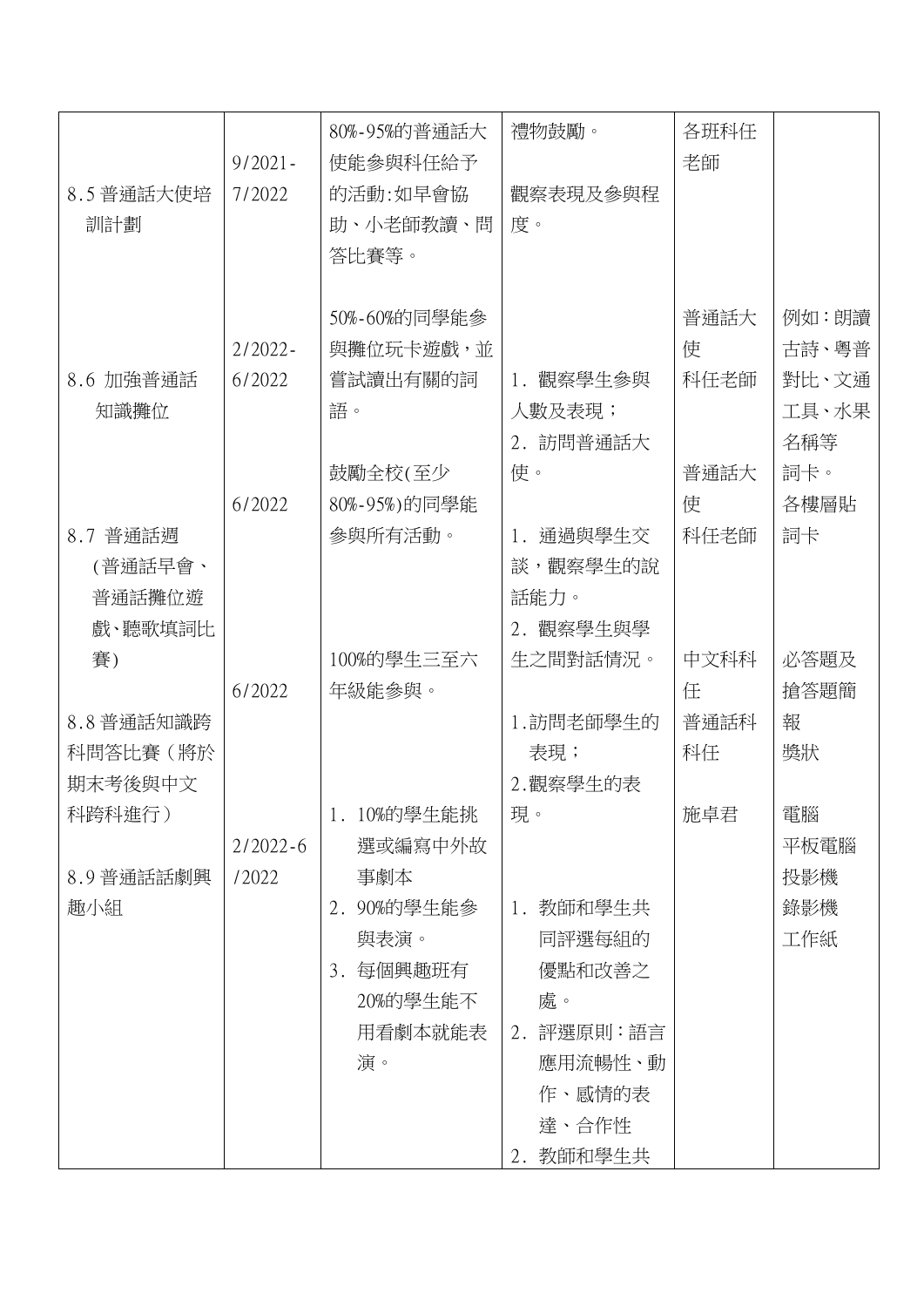| | | | | | |
|---|---|---|---|---|---|
| 8.5 普通話大使培訓計劃 | 9/2021-7/2022 | 80%-95%的普通話大使能參與科任給予的活動:如早會協助、小老師教讀、問答比賽等。 | 禮物鼓勵。<br>觀察表現及參與程度。 | 各班科任老師 | |
| 8.6 加強普通話知識攤位 | 2/2022-6/2022 | 50%-60%的同學能參與攤位玩卡遊戲，並嘗試讀出有關的詞語。 | 1. 觀察學生參與人數及表現；<br>2. 訪問普通話大使。 | 普通話大使<br>科任老師 | 例如：朗讀古詩、粵普對比、文通工具、水果名稱等詞卡。 |
| 8.7 普通話週(普通話早會、普通話攤位遊戲、聽歌填詞比賽) | 6/2022 | 鼓勵全校(至少80%-95%)的同學能參與所有活動。 | 1. 通過與學生交談，觀察學生的說話能力。<br>2. 觀察學生與學生之間對話情況。 | 普通話大使<br>科任老師 | 各樓層貼詞卡 |
| 8.8 普通話知識跨科問答比賽（將於期末考後與中文科跨科進行） | 6/2022 | 100%的學生三至六年級能參與。 | 1.訪問老師學生的表現；<br>2.觀察學生的表現。 | 中文科科任<br>普通話科科任 | 必答題及搶答題簡報<br>獎狀 |
| 8.9 普通話話劇興趣小組 | 2/2022-6/2022 | 1. 10%的學生能挑選或編寫中外故事劇本<br>2. 90%的學生能參與表演。<br>3. 每個興趣班有20%的學生能不用看劇本就能表演。 | 1. 教師和學生共同評選每組的優點和改善之處。<br>2. 評選原則：語言應用流暢性、動作、感情的表達、合作性<br>2. 教師和學生共 | 施卓君 | 電腦<br>平板電腦<br>投影機<br>錄影機<br>工作紙 |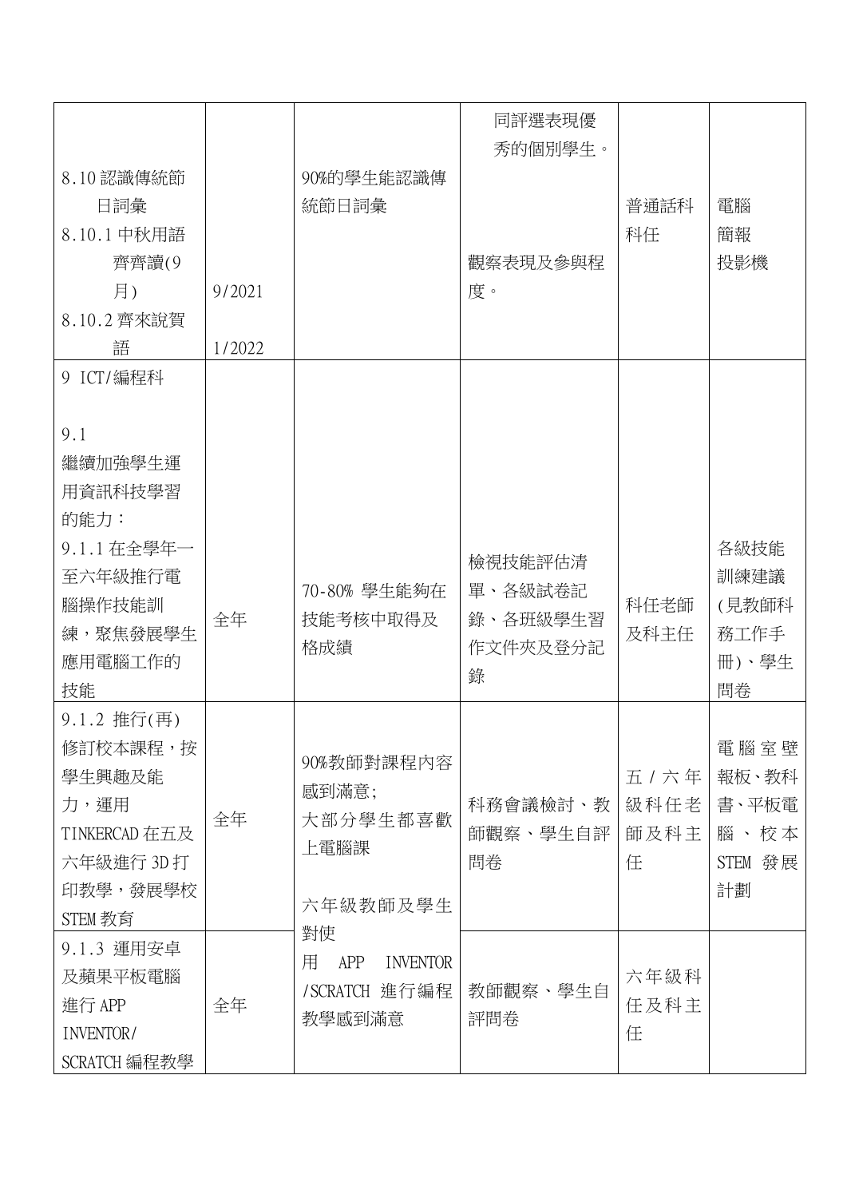| | | | | | |
|---|---|---|---|---|---|
| | | | 同評選表現優秀的個別學生。 | | |
| 8.10 認識傳統節日詞彙<br>8.10.1 中秋用語齊齊讀(9月)<br>8.10.2 齊來說賀語 | 9/2021<br>1/2022 | 90%的學生能認識傳統節日詞彙 | 觀察表現及參與程度。 | 普通話科科任 | 電腦<br>簡報<br>投影機 |
| 9 ICT/編程科<br><br>9.1<br>繼續加強學生運用資訊科技學習的能力：<br>9.1.1 在全學年一至六年級推行電腦操作技能訓練，聚焦發展學生應用電腦工作的技能 | 全年 | 70-80% 學生能夠在技能考核中取得及格成績 | 檢視技能評估清單、各級試卷記錄、各班級學生習作文件夾及登分記錄 | 科任老師及科主任 | 各級技能訓練建議(見教師科務工作手冊)、學生問卷 |
| 9.1.2 推行(再)修訂校本課程，按學生興趣及能力，運用 TINKERCAD 在五及六年級進行 3D 打印教學，發展學校 STEM 教育 | 全年 | 90%教師對課程內容感到滿意;<br>大部分學生都喜歡上電腦課<br><br>六年級教師及學生對使用 APP INVENTOR /SCRATCH 進行編程教學感到滿意 | 科務會議檢討、教師觀察、學生自評問卷 | 五/六年級科任老師及科主任 | 電腦室壁報板、教科書、平板電腦、校本 STEM 發展計劃 |
| 9.1.3 運用安卓及蘋果平板電腦進行 APP INVENTOR/ SCRATCH 編程教學 | 全年 | | 教師觀察、學生自評問卷 | 六年級科任及科主任 | |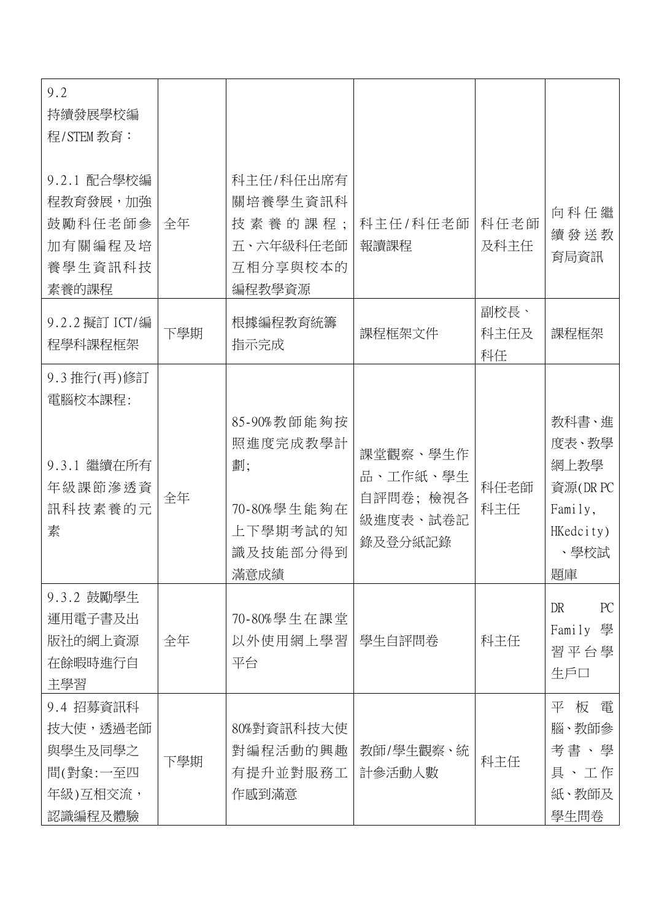| | | | | | |
|---|---|---|---|---|---|
| 9.2<br>持續發展學校編程/STEM 教育：<br><br>9.2.1 配合學校編程教育發展，加強鼓勵科任老師參加有關編程及培養學生資訊科技素養的課程 | 全年 | 科主任/科任出席有關培養學生資訊科技素養的課程；五、六年級科任老師互相分享與校本的編程教學資源 | 科主任/科任老師報讀課程 | 科任老師及科主任 | 向科任繼續發送教育局資訊 |
| 9.2.2 擬訂 ICT/編程學科課程框架 | 下學期 | 根據編程教育統籌指示完成 | 課程框架文件 | 副校長、科主任及科任 | 課程框架 |
| 9.3 推行(再)修訂電腦校本課程:<br><br>9.3.1 繼續在所有年級課節滲透資訊科技素養的元素 | 全年 | 85-90%教師能夠按照進度完成教學計劃;<br><br>70-80%學生能夠在上下學期考試的知識及技能部分得到滿意成績 | 課堂觀察、學生作品、工作紙、學生自評問卷; 檢視各級進度表、試卷記錄及登分紙記錄 | 科任老師<br>科主任 | 教科書、進度表、教學網上教學資源(DR PC Family, HKedcity)、學校試題庫 |
| 9.3.2 鼓勵學生運用電子書及出版社的網上資源在餘暇時進行自主學習 | 全年 | 70-80%學生在課堂以外使用網上學習平台 | 學生自評問卷 | 科主任 | DR PC Family 學習平台學生戶口 |
| 9.4 招募資訊科技大使，透過老師與學生及同學之間(對象:一至四年級)互相交流，認識編程及體驗 | 下學期 | 80%對資訊科技大使對編程活動的興趣有提升並對服務工作感到滿意 | 教師/學生觀察、統計參活動人數 | 科主任 | 平板電腦、教師參考書、學具、工作紙、教師及學生問卷 |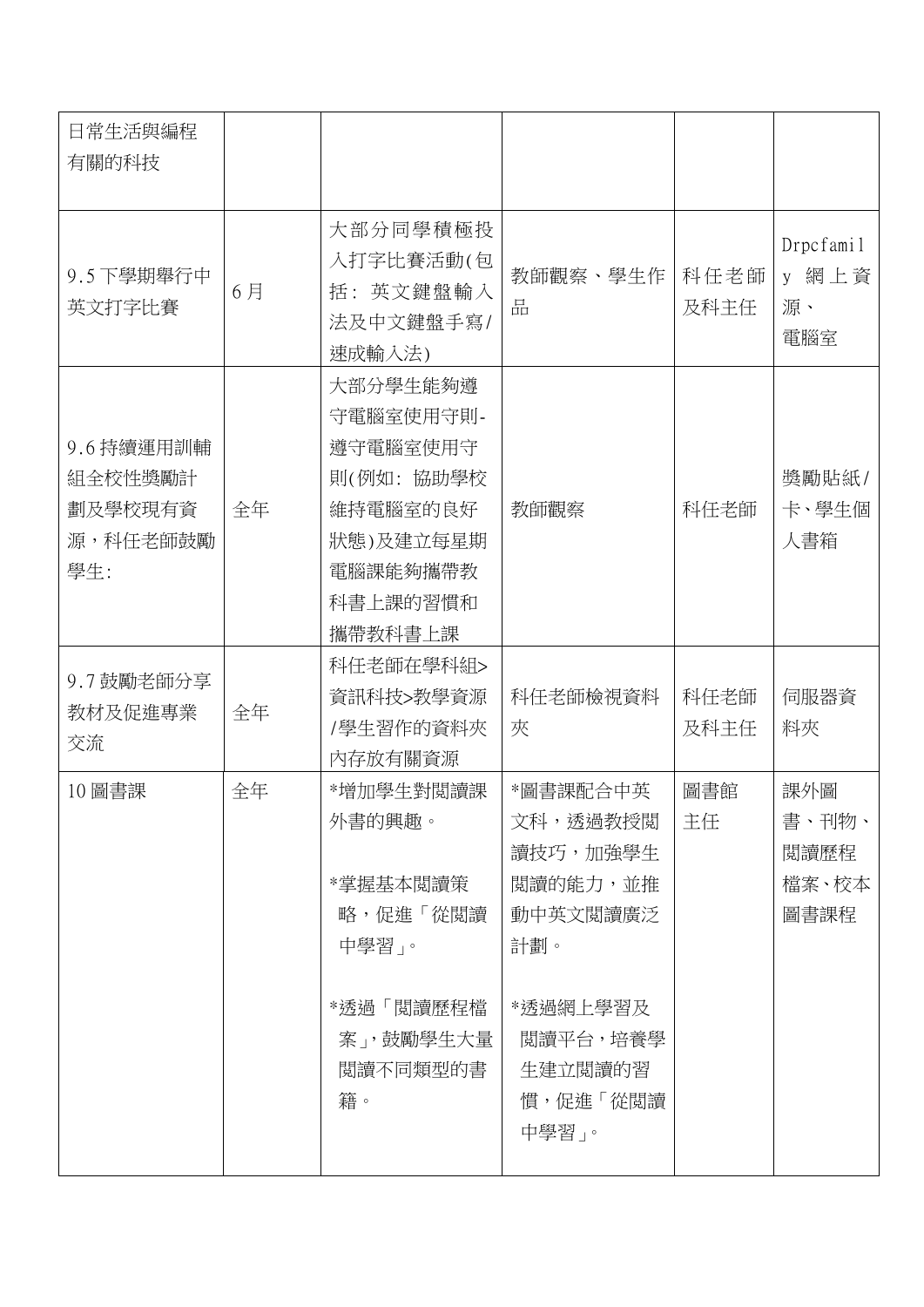| | | | | | |
|---|---|---|---|---|---|
| 日常生活與編程有關的科技 | | | | | |
| 9.5 下學期舉行中英文打字比賽 | 6月 | 大部分同學積極投入打字比賽活動(包括: 英文鍵盤輸入法及中文鍵盤手寫/速成輸入法) | 教師觀察、學生作品 | 科任老師及科主任 | Drpcfamily 網上資源、電腦室 |
| 9.6 持續運用訓輔組全校性獎勵計劃及學校現有資源，科任老師鼓勵學生: | 全年 | 大部分學生能夠遵守電腦室使用守則-遵守電腦室使用守則(例如: 協助學校維持電腦室的良好狀態)及建立每星期電腦課能夠攜帶教科書上課的習慣和攜帶教科書上課 | 教師觀察 | 科任老師 | 獎勵貼紙/卡、學生個人書箱 |
| 9.7 鼓勵老師分享教材及促進專業交流 | 全年 | 科任老師在學科組>資訊科技>教學資源/學生習作的資料夾內存放有關資源 | 科任老師檢視資料夾 | 科任老師及科主任 | 伺服器資料夾 |
| 10 圖書課 | 全年 | *增加學生對閱讀課外書的興趣。<br><br>*掌握基本閱讀策略，促進「從閱讀中學習」。<br><br>*透過「閱讀歷程檔案」，鼓勵學生大量閱讀不同類型的書籍。 | *圖書課配合中英文科，透過教授閱讀技巧，加強學生閱讀的能力，並推動中英文閱讀廣泛計劃。<br><br>*透過網上學習及閱讀平台，培養學生建立閱讀的習慣，促進「從閱讀中學習」。 | 圖書館主任 | 課外圖書、刊物、閱讀歷程檔案、校本圖書課程 |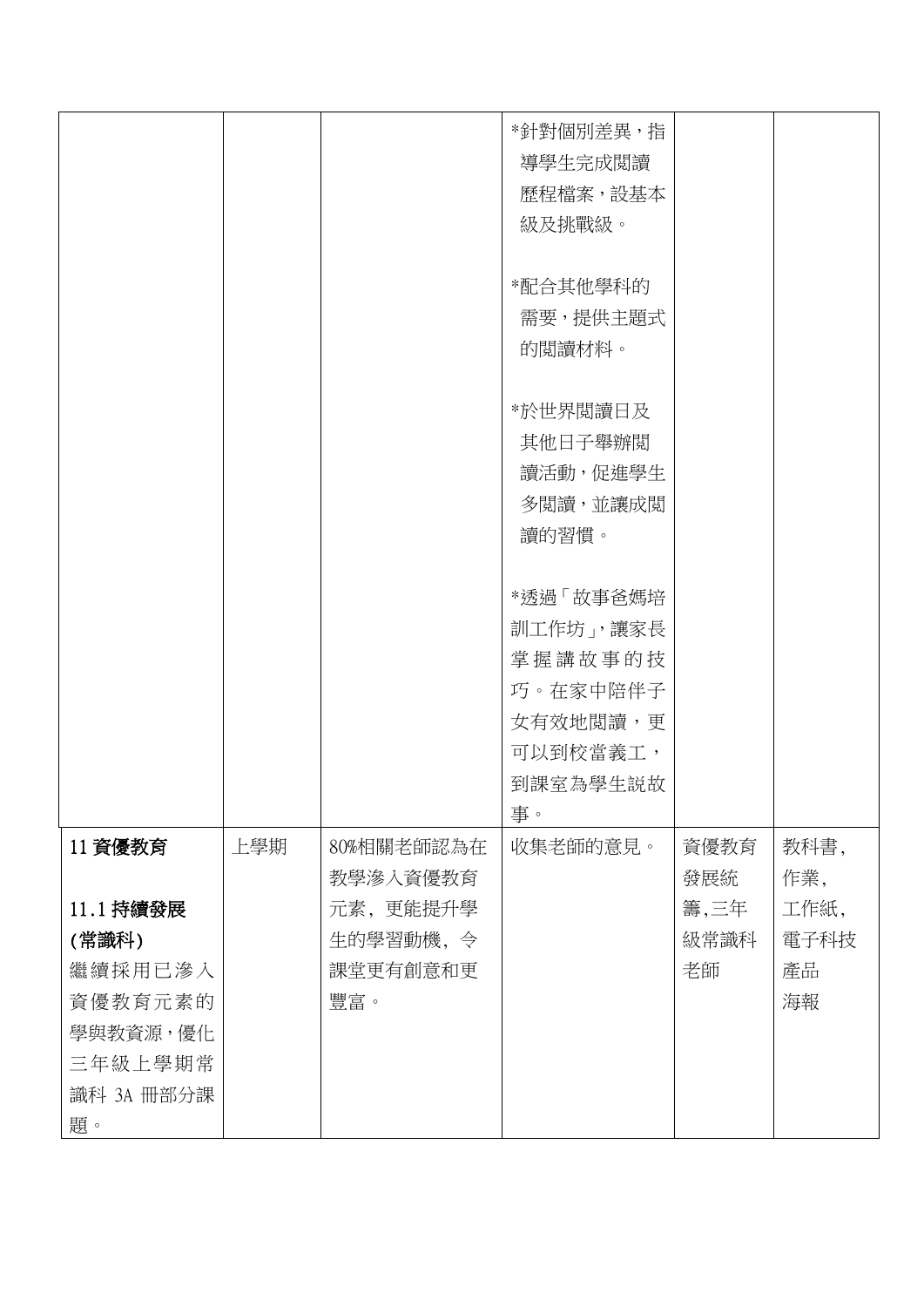| | | | | | |
|---|---|---|---|---|---|
| | | | *針對個別差異，指導學生完成閱讀歷程檔案，設基本級及挑戰級。<br><br>*配合其他學科的需要，提供主題式的閱讀材料。<br><br>*於世界閱讀日及其他日子舉辦閱讀活動，促進學生多閱讀，並讓成閱讀的習慣。<br><br>*透過「故事爸媽培訓工作坊」，讓家長掌握講故事的技巧。在家中陪伴子女有效地閱讀，更可以到校當義工，到課室為學生說故事。 | | |
| **11 資優教育**<br><br>**11.1 持續發展**<br>**(常識科)**<br>繼續採用已滲入資優教育元素的學與教資源，優化三年級上學期常識科 3A 冊部分課題。 | 上學期 | 80%相關老師認為在教學滲入資優教育元素，更能提升學生的學習動機，令課堂更有創意和更豐富。 | 收集老師的意見。 | 資優教育發展統籌,三年級常識科老師 | 教科書,<br>作業,<br>工作紙,<br>電子科技產品<br>海報 |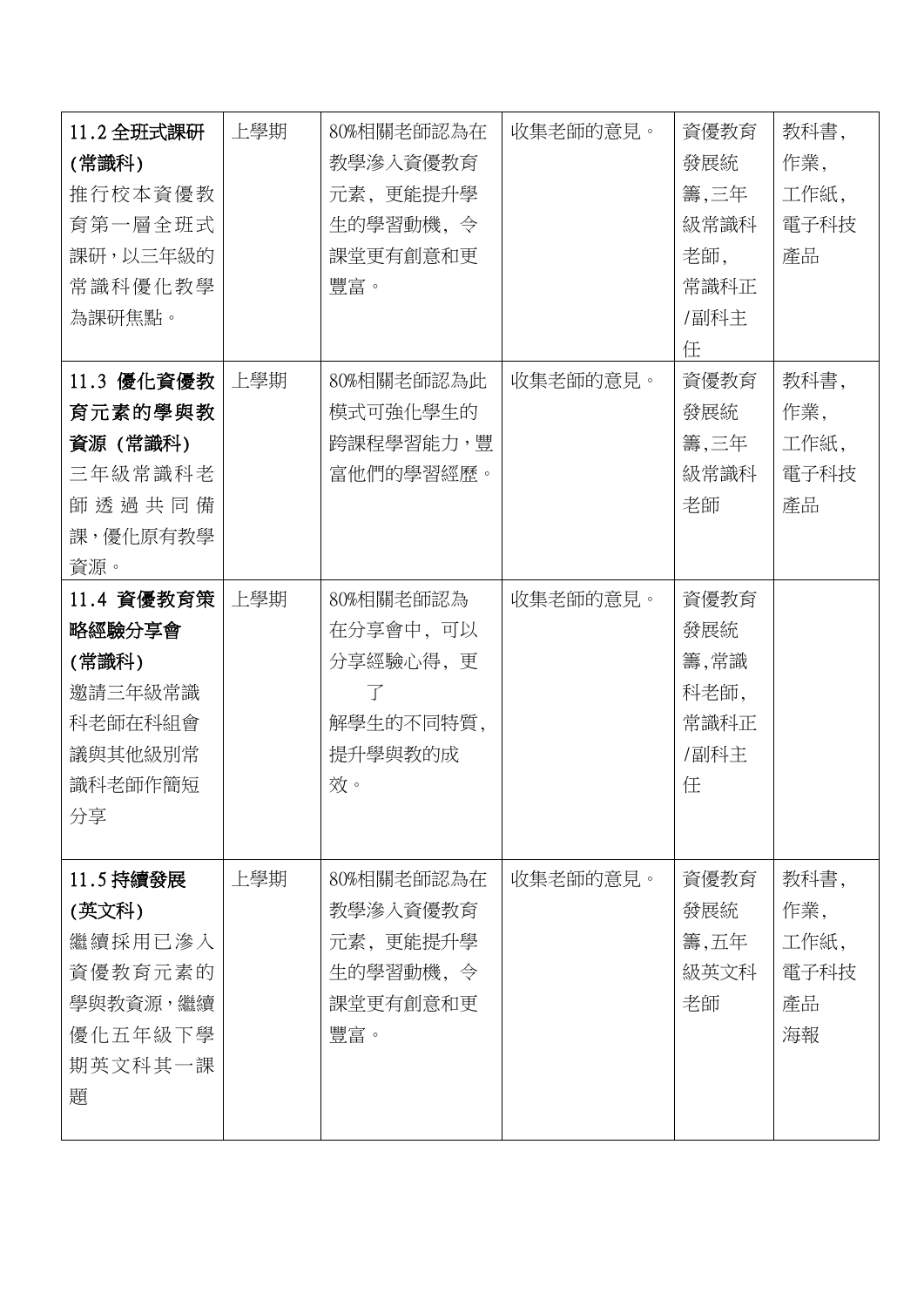| | | | | | |
|---|---|---|---|---|---|
| **11.2 全班式課研 (常識科)** 推行校本資優教育第一層全班式課研，以三年級的常識科優化教學為課研焦點。 | 上學期 | 80%相關老師認為在教學滲入資優教育元素，更能提升學生的學習動機，令課堂更有創意和更豐富。 | 收集老師的意見。 | 資優教育發展統籌,三年級常識科老師,常識科正/副科主任 | 教科書,作業,工作紙,電子科技產品 |
| **11.3 優化資優教育元素的學與教資源 (常識科)** 三年級常識科老師透過共同備課，優化原有教學資源。 | 上學期 | 80%相關老師認為此模式可強化學生的跨課程學習能力，豐富他們的學習經歷。 | 收集老師的意見。 | 資優教育發展統籌,三年級常識科老師 | 教科書,作業,工作紙,電子科技產品 |
| **11.4 資優教育策略經驗分享會 (常識科)** 邀請三年級常識科老師在科組會議與其他級別常識科老師作簡短分享 | 上學期 | 80%相關老師認為在分享會中，可以分享經驗心得，更了解學生的不同特質，提升學與教的成效。 | 收集老師的意見。 | 資優教育發展統籌,常識科老師,常識科正/副科主任 | |
| **11.5 持續發展 (英文科)** 繼續採用已滲入資優教育元素的學與教資源，繼續優化五年級下學期英文科其一課題 | 上學期 | 80%相關老師認為在教學滲入資優教育元素，更能提升學生的學習動機，令課堂更有創意和更豐富。 | 收集老師的意見。 | 資優教育發展統籌,五年級英文科老師 | 教科書,作業,工作紙,電子科技產品 海報 |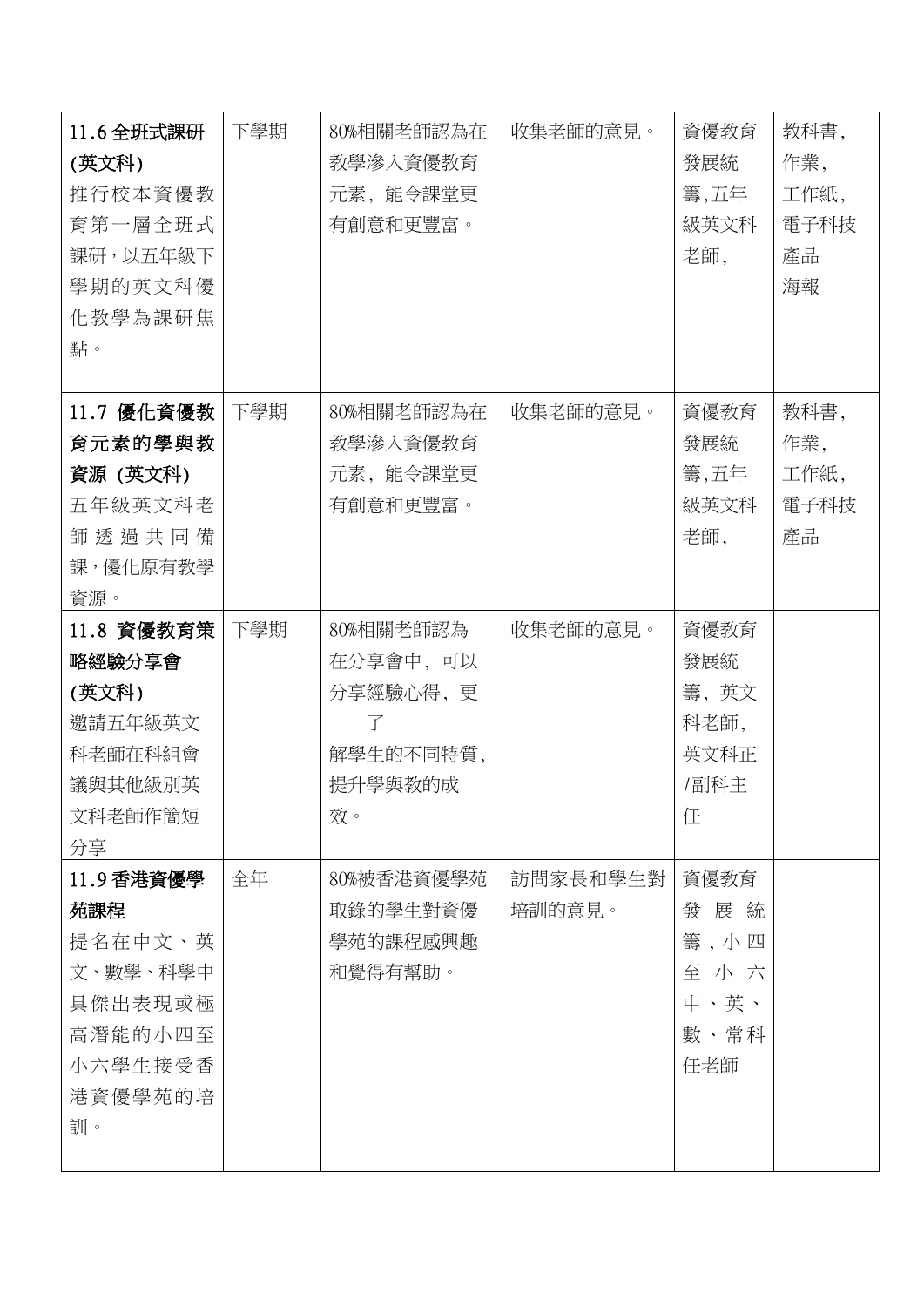| | | | | | |
|---|---|---|---|---|---|
| **11.6 全班式課研 (英文科)**<br>推行校本資優教育第一層全班式課研，以五年級下學期的英文科優化教學為課研焦點。 | 下學期 | 80%相關老師認為在教學滲入資優教育元素，能令課堂更有創意和更豐富。 | 收集老師的意見。 | 資優教育發展統籌,五年級英文科老師, | 教科書,<br>作業,<br>工作紙,<br>電子科技產品<br>海報 |
| **11.7 優化資優教育元素的學與教資源 (英文科)**<br>五年級英文科老師透過共同備課，優化原有教學資源。 | 下學期 | 80%相關老師認為在教學滲入資優教育元素，能令課堂更有創意和更豐富。 | 收集老師的意見。 | 資優教育發展統籌,五年級英文科老師, | 教科書,<br>作業,<br>工作紙,<br>電子科技產品 |
| **11.8 資優教育策略經驗分享會 (英文科)**<br>邀請五年級英文科老師在科組會議與其他級別英文科老師作簡短分享 | 下學期 | 80%相關老師認為在分享會中，可以分享經驗心得，更了解學生的不同特質，提升學與教的成效。 | 收集老師的意見。 | 資優教育發展統籌，英文科老師，英文科正/副科主任 | |
| **11.9 香港資優學苑課程**<br>提名在中文、英文、數學、科學中具傑出表現或極高潛能的小四至小六學生接受香港資優學苑的培訓。 | 全年 | 80%被香港資優學苑取錄的學生對資優學苑的課程感興趣和覺得有幫助。 | 訪問家長和學生對培訓的意見。 | 資優教育發展統籌，小四至小六中、英、數、常科任老師 | |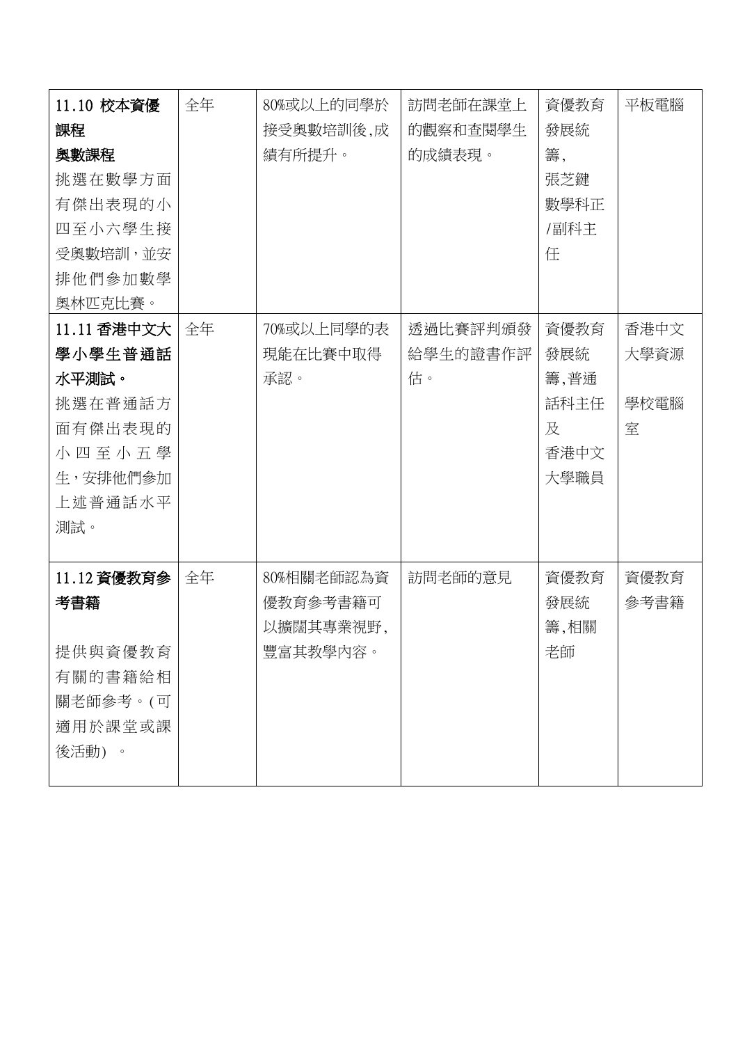| | | | | | |
|---|---|---|---|---|---|
| **11.10 校本資優課程**<br>**奧數課程**<br>挑選在數學方面有傑出表現的小四至小六學生接受奧數培訓，並安排他們參加數學奧林匹克比賽。 | 全年 | 80%或以上的同學於接受奧數培訓後,成績有所提升。 | 訪問老師在課堂上的觀察和查閱學生的成績表現。 | 資優教育發展統籌,<br>張芝鍵<br>數學科正/副科主任 | 平板電腦 |
| **11.11 香港中文大學小學生普通話水平測試。**<br>挑選在普通話方面有傑出表現的小四至小五學生，安排他們參加上述普通話水平測試。 | 全年 | 70%或以上同學的表現能在比賽中取得承認。 | 透過比賽評判頒發給學生的證書作評估。 | 資優教育發展統籌,普通話科主任及<br>香港中文大學職員 | 香港中文大學資源<br><br>學校電腦室 |
| **11.12 資優教育參考書籍**<br><br>提供與資優教育有關的書籍給相關老師參考。(可適用於課堂或課後活動) 。 | 全年 | 80%相關老師認為資優教育參考書籍可以擴闊其專業視野,豐富其教學內容。 | 訪問老師的意見 | 資優教育發展統籌,相關老師 | 資優教育參考書籍 |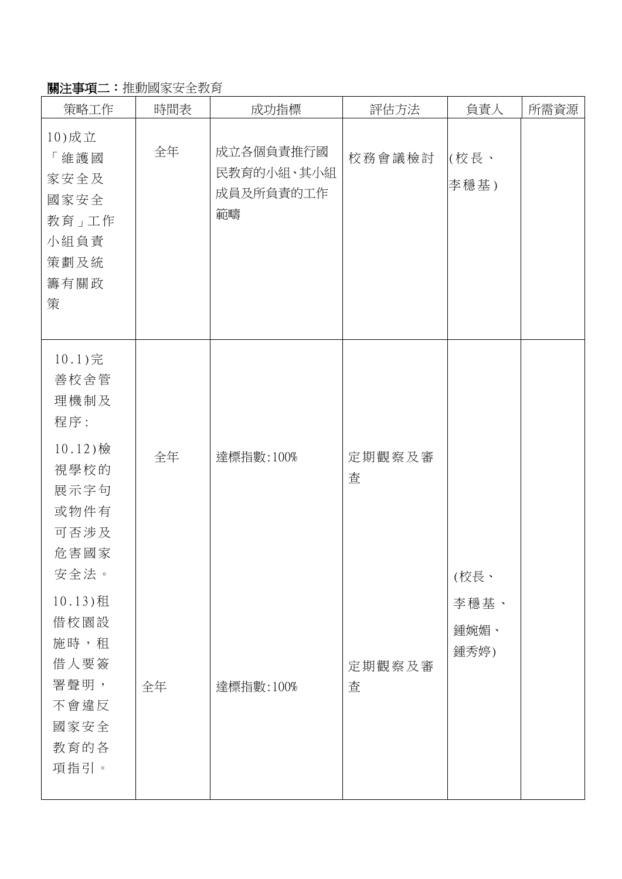**關注事項二：**推動國家安全教育

| 策略工作 | 時間表 | 成功指標 | 評估方法 | 負責人 | 所需資源 |
|---|---|---|---|---|---|
| 10)成立「維護國家安全及國家安全教育」工作小組負責策劃及統籌有關政策 | 全年 | 成立各個負責推行國民教育的小組、其小組成員及所負責的工作範疇 | 校務會議檢討 | (校長、李穩基) | |
| 10.1)完善校舍管理機制及程序:<br>10.12)檢視學校的展示字句或物件有可否涉及危害國家安全法。 | 全年 | 達標指數:100% | 定期觀察及審查 | (校長、李穩基、鍾婉媚、鍾秀婷) | |
| 10.13)租借校園設施時，租借人要簽署聲明，不會違反國家安全教育的各項指引。 | 全年 | 達標指數:100% | 定期觀察及審查 | | |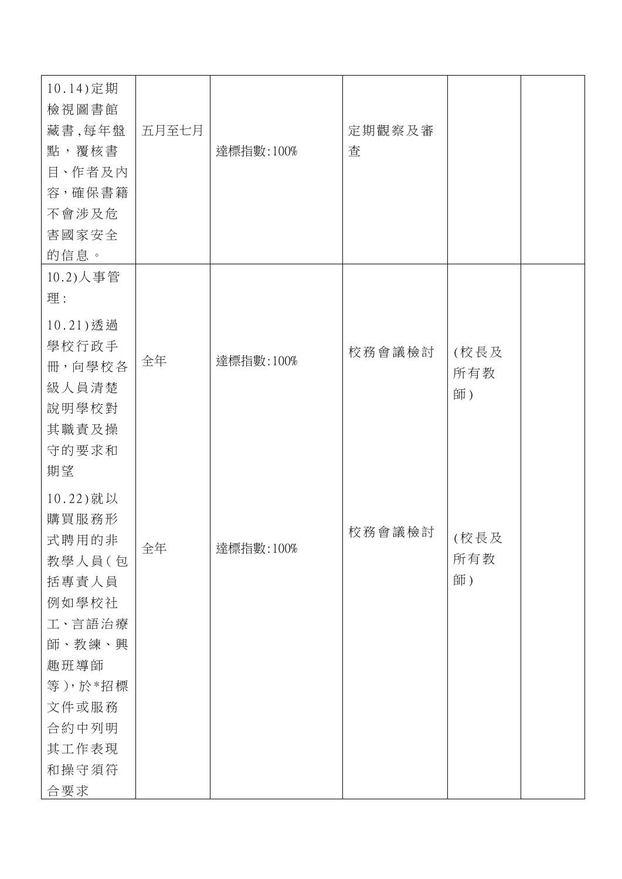| | | | | | |
|---|---|---|---|---|---|
| 10.14)定期檢視圖書館藏書,每年盤點，覆核書目、作者及內容，確保書籍不會涉及危害國家安全的信息。 | 五月至七月 | 達標指數:100% | 定期觀察及審查 | | |
| 10.2)人事管理:<br>10.21)透過學校行政手冊，向學校各級人員清楚說明學校對其職責及操守的要求和期望 | 全年 | 達標指數:100% | 校務會議檢討 | (校長及所有教師) | |
| 10.22)就以購買服務形式聘用的非教學人員(包括專責人員例如學校社工、言語治療師、教練、興趣班導師等)，於*招標文件或服務合約中列明其工作表現和操守須符合要求 | 全年 | 達標指數:100% | 校務會議檢討 | (校長及所有教師) | |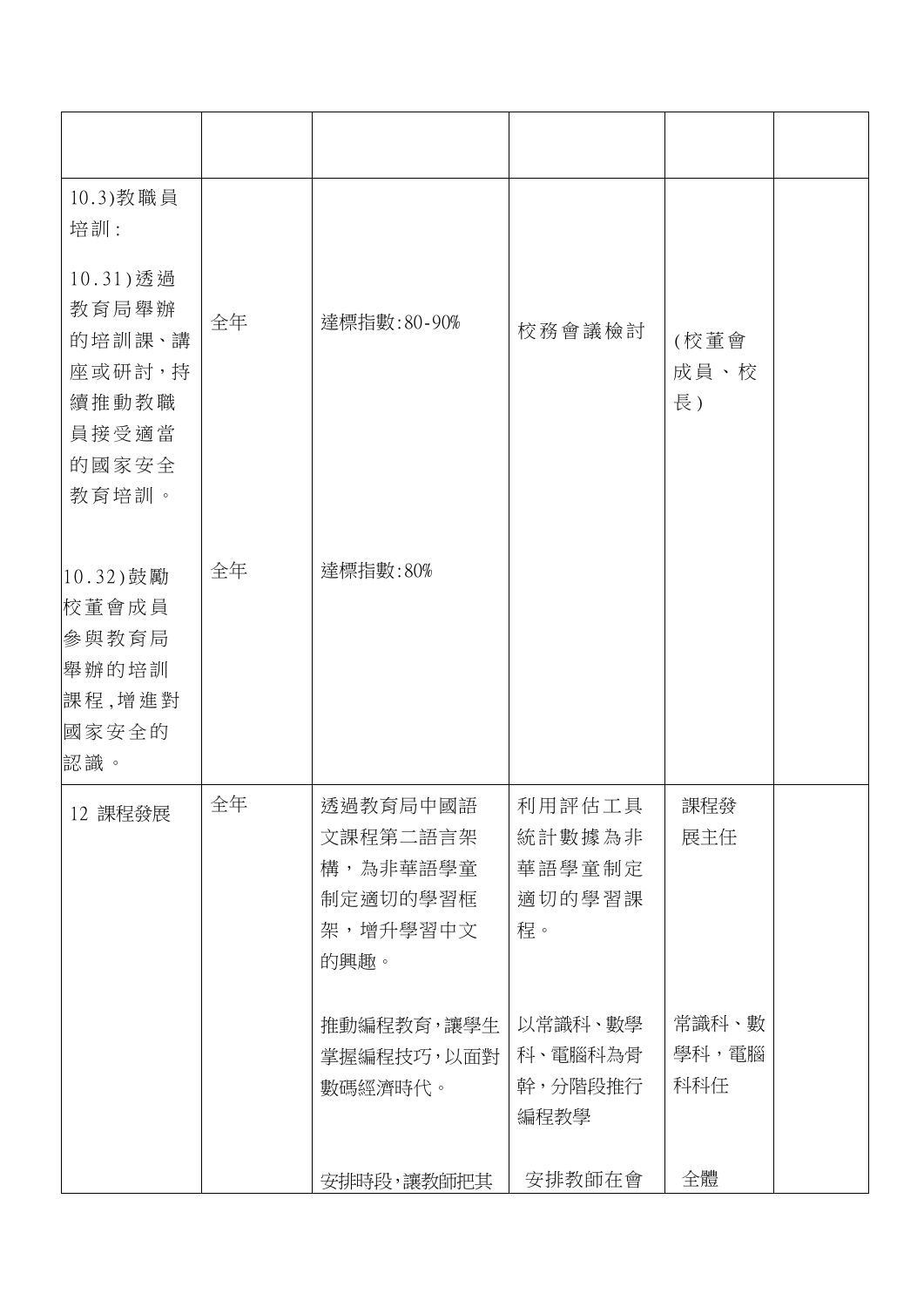| | | | | | |
|---|---|---|---|---|---|
| 10.3)教職員培訓:<br><br>10.31)透過教育局舉辦的培訓課、講座或研討，持續推動教職員接受適當的國家安全教育培訓。 | 全年 | 達標指數:80-90% | 校務會議檢討 | (校董會成員、校長) | |
| 10.32)鼓勵校董會成員參與教育局舉辦的培訓課程,增進對國家安全的認識。 | 全年 | 達標指數:80% | | | |
| 12 課程發展 | 全年 | 透過教育局中國語文課程第二語言架構，為非華語學童制定適切的學習框架，增升學習中文的興趣。<br><br>推動編程教育,讓學生掌握編程技巧,以面對數碼經濟時代。<br><br>安排時段,讓教師把其 | 利用評估工具統計數據為非華語學童制定適切的學習課程。<br><br>以常識科、數學科、電腦科為骨幹,分階段推行編程教學<br><br>安排教師在會 | 課程發展主任<br><br>常識科、數學科，電腦科科任<br><br>全體 | |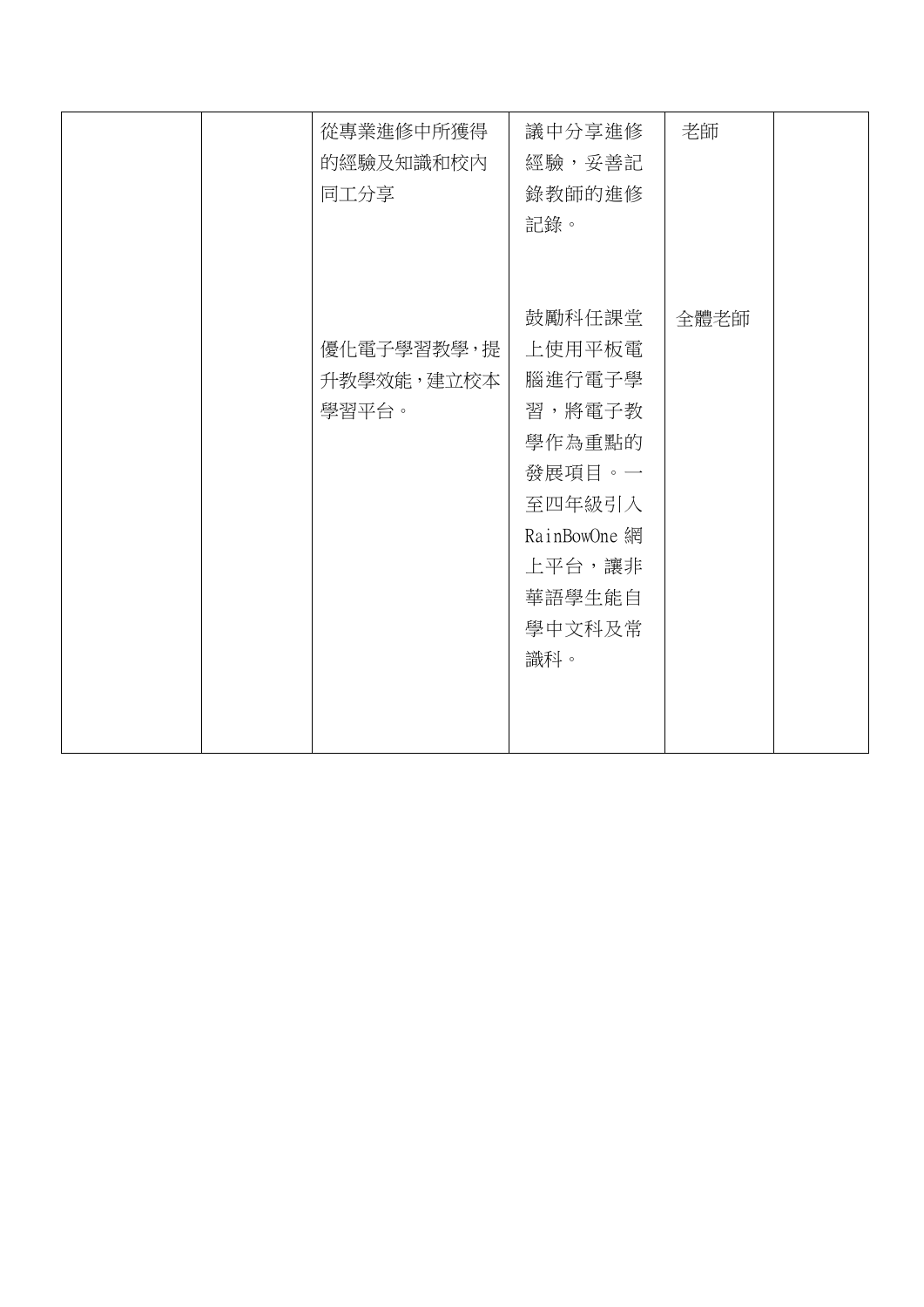| | | | | | |
|---|---|---|---|---|---|
| | | 從專業進修中所獲得的經驗及知識和校內同工分享 | 議中分享進修經驗，妥善記錄教師的進修記錄。 | 老師 | |
| | | 優化電子學習教學，提升教學效能，建立校本學習平台。 | 鼓勵科任課堂上使用平板電腦進行電子學習，將電子教學作為重點的發展項目。一至四年級引入RainBowOne網上平台，讓非華語學生能自學中文科及常識科。 | 全體老師 | |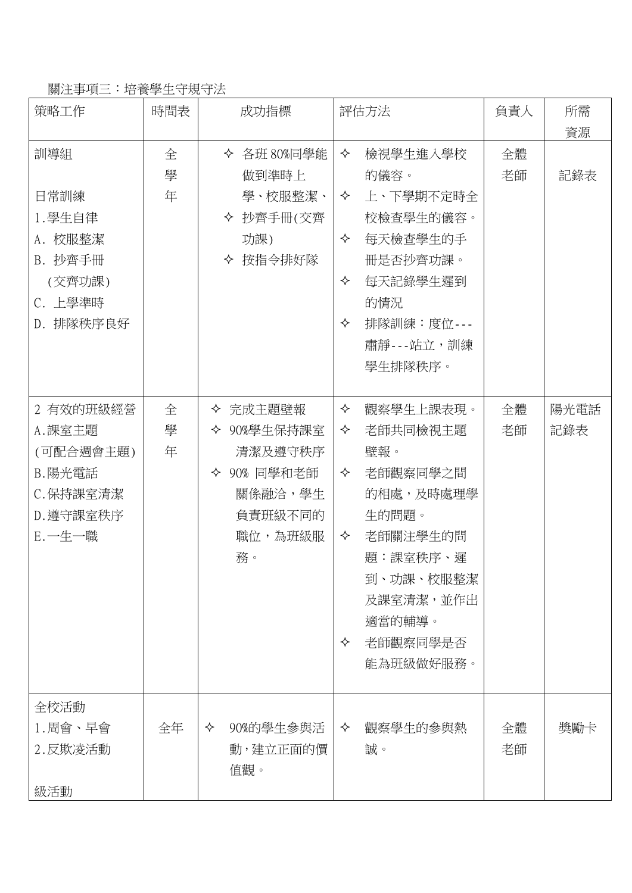關注事項三：培養學生守規守法

| 策略工作 | 時間表 | 成功指標 | 評估方法 | 負責人 | 所需資源 |
| --- | --- | --- | --- | --- | --- |
| 訓導組<br><br>日常訓練<br>1.學生自律<br>A. 校服整潔<br>B. 抄齊手冊<br>(交齊功課)<br>C. 上學準時<br>D. 排隊秩序良好 | 全學年 | ✧ 各班80%同學能做到準時上學、校服整潔、<br>✧ 抄齊手冊(交齊功課)<br>✧ 按指令排好隊 | ✧ 檢視學生進入學校的儀容。<br>✧ 上、下學期不定時全校檢查學生的儀容。<br>✧ 每天檢查學生的手冊是否抄齊功課。<br>✧ 每天記錄學生遲到的情況<br>✧ 排隊訓練：度位---肅靜---站立，訓練學生排隊秩序。 | 全體老師 | 記錄表 |
| 2 有效的班級經營<br>A.課室主題<br>(可配合週會主題)<br>B.陽光電話<br>C.保持課室清潔<br>D.遵守課室秩序<br>E.一生一職 | 全學年 | ✧ 完成主題壁報<br>✧ 90%學生保持課室清潔及遵守秩序<br>✧ 90% 同學和老師關係融洽，學生負責班級不同的職位，為班級服務。 | ✧ 觀察學生上課表現。<br>✧ 老師共同檢視主題壁報。<br>✧ 老師觀察同學之間的相處，及時處理學生的問題。<br>✧ 老師關注學生的問題：課室秩序、遲到、功課、校服整潔及課室清潔，並作出適當的輔導。<br>✧ 老師觀察同學是否能為班級做好服務。 | 全體老師 | 陽光電話記錄表 |
| 全校活動<br>1.周會、早會<br>2.反欺凌活動<br><br>級活動 | 全年 | ✧ 90%的學生參與活動，建立正面的價值觀。 | ✧ 觀察學生的參與熱誠。 | 全體老師 | 獎勵卡 |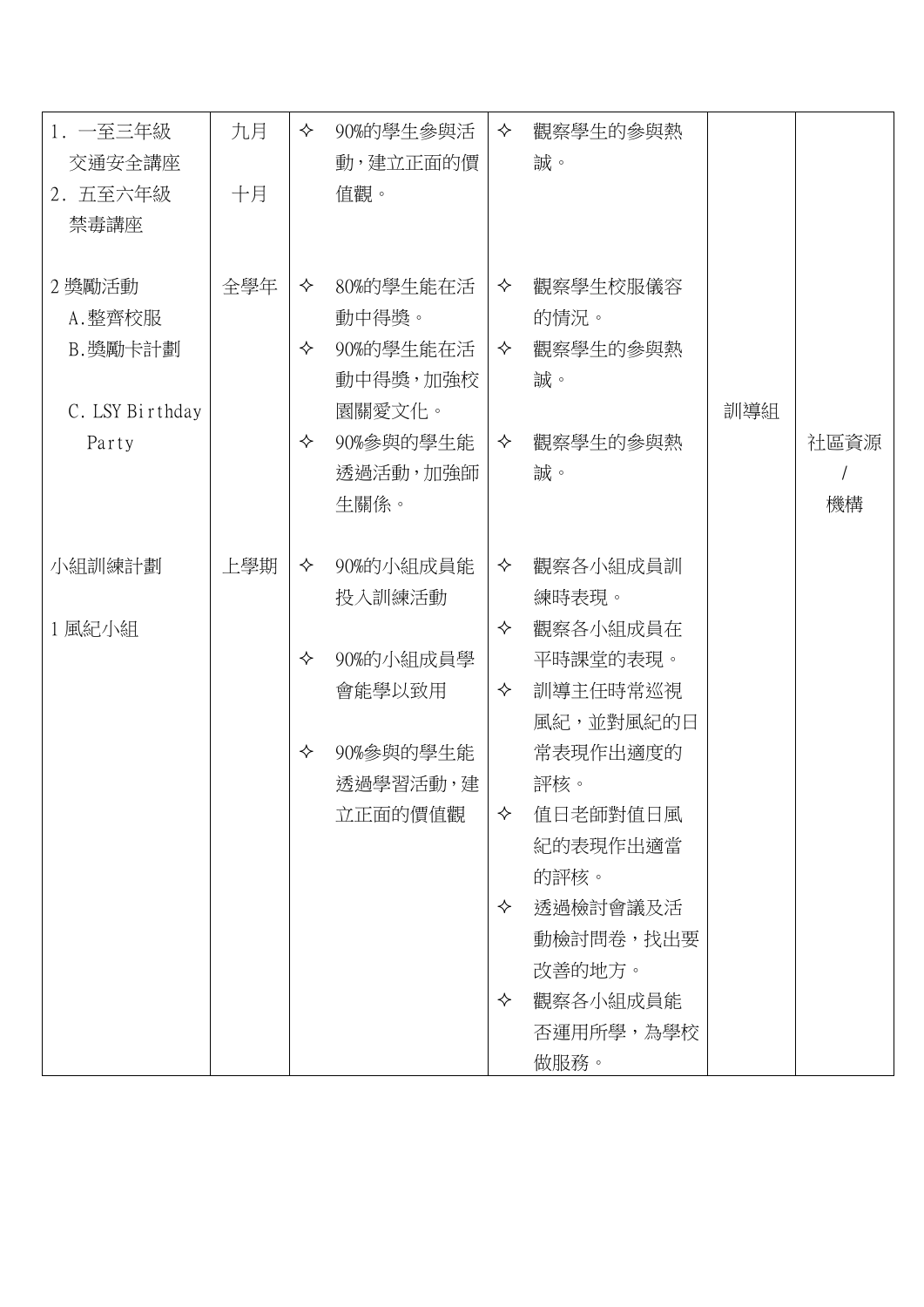| | | | | | |
|---|---|---|---|---|---|
| 1. 一至三年級<br>交通安全講座<br>2. 五至六年級<br>禁毒講座 | 九月<br><br>十月 | ✧ 90%的學生參與活動，建立正面的價值觀。 | ✧ 觀察學生的參與熱誠。 | 訓導組 | 社區資源<br>/<br>機構 |
| 2 獎勵活動<br>A.整齊校服<br>B.獎勵卡計劃<br><br>C. LSY Birthday Party | 全學年 | ✧ 80%的學生能在活動中得獎。<br>✧ 90%的學生能在活動中得獎，加強校園關愛文化。<br>✧ 90%參與的學生能透過活動，加強師生關係。 | ✧ 觀察學生校服儀容的情況。<br>✧ 觀察學生的參與熱誠。<br><br>✧ 觀察學生的參與熱誠。 | | |
| 小組訓練計劃<br><br>1 風紀小組 | 上學期 | ✧ 90%的小組成員能投入訓練活動<br><br>✧ 90%的小組成員學會能學以致用<br><br>✧ 90%參與的學生能透過學習活動，建立正面的價值觀 | ✧ 觀察各小組成員訓練時表現。<br>✧ 觀察各小組成員在平時課堂的表現。<br>✧ 訓導主任時常巡視風紀，並對風紀的日常表現作出適度的評核。<br>✧ 值日老師對值日風紀的表現作出適當的評核。<br>✧ 透過檢討會議及活動檢討問卷，找出要改善的地方。<br>✧ 觀察各小組成員能否運用所學，為學校做服務。 | | |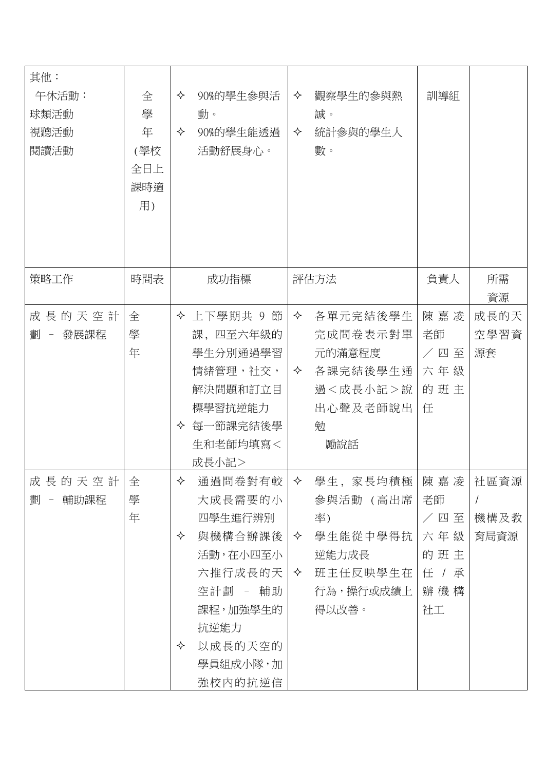| | | | | | |
|---|---|---|---|---|---|
| 其他：<br>午休活動：<br>球類活動<br>視聽活動<br>閱讀活動 | 全學年<br>(學校全日上課時適用) | ✧ 90%的學生參與活動。<br>✧ 90%的學生能透過活動舒展身心。 | ✧ 觀察學生的參與熱誠。<br>✧ 統計參與的學生人數。 | 訓導組 | |
| 策略工作 | 時間表 | 成功指標 | 評估方法 | 負責人 | 所需資源 |
| 成長的天空計劃 – 發展課程 | 全學年 | ✧ 上下學期共 9 節課，四至六年級的學生分別通過學習情緒管理，社交，解決問題和訂立目標學習抗逆能力<br>✧ 每一節課完結後學生和老師均填寫＜成長小記＞ | ✧ 各單元完結後學生完成問卷表示對單元的滿意程度<br>✧ 各課完結後學生通過＜成長小記＞說出心聲及老師說出勉勵說話 | 陳嘉凌老師／四至六年級的班主任 | 成長的天空學習資源套 |
| 成長的天空計劃 – 輔助課程 | 全學年 | ✧ 通過問卷對有較大成長需要的小四學生進行辨別<br>✧ 與機構合辦課後活動，在小四至小六推行成長的天空計劃 – 輔助課程，加強學生的抗逆能力<br>✧ 以成長的天空的學員組成小隊，加強校內的抗逆信 | ✧ 學生，家長均積極參與活動（高出席率）<br>✧ 學生能從中學得抗逆能力成長<br>✧ 班主任反映學生在行為，操行或成績上得以改善。 | 陳嘉凌老師／四至六年級的班主任／承辦機構社工 | 社區資源／機構及教育局資源 |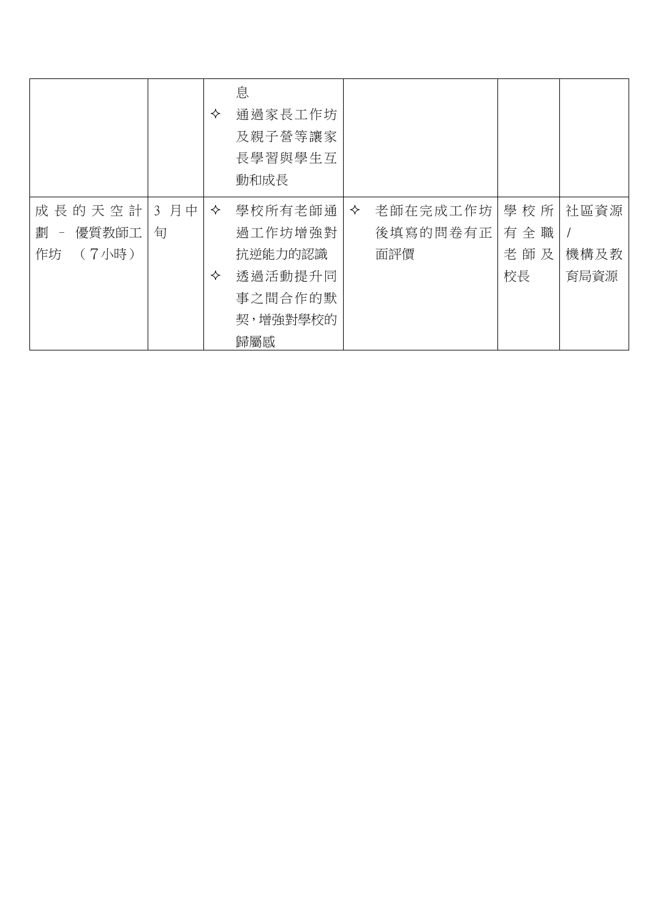| | | | | | |
|---|---|---|---|---|---|
| | | 息<br>✧ 通過家長工作坊及親子營等讓家長學習與學生互動和成長 | | | |
| 成長的天空計劃 – 優質教師工作坊 （7小時） | 3 月中旬 | ✧ 學校所有老師通過工作坊增強對抗逆能力的認識<br>✧ 透過活動提升同事之間合作的默契，增強對學校的歸屬感 | ✧ 老師在完成工作坊後填寫的問卷有正面評價 | 學校所有全職老師及校長 | 社區資源 / 機構及教育局資源 |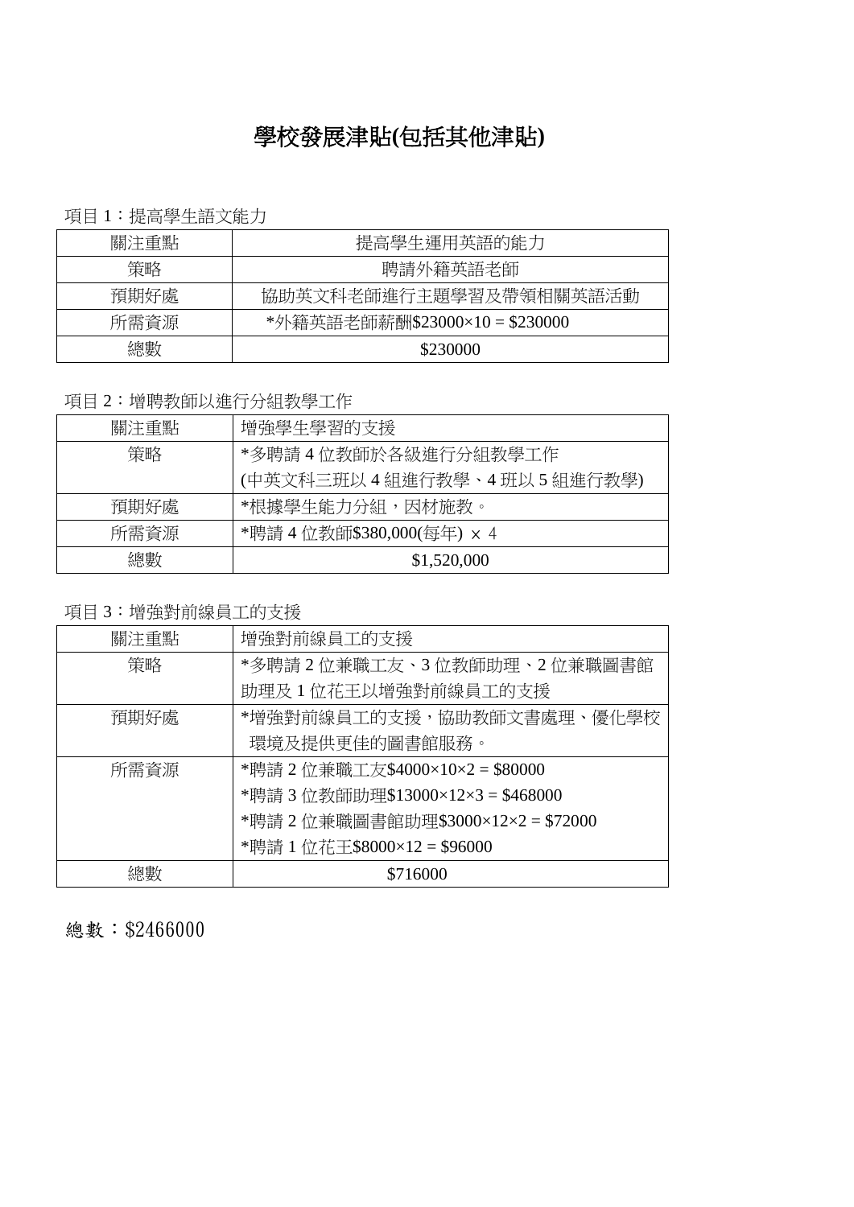# 學校發展津貼(包括其他津貼)

項目 1：提高學生語文能力

| | |
|---|---|
| 關注重點 | 提高學生運用英語的能力 |
| 策略 | 聘請外籍英語老師 |
| 預期好處 | 協助英文科老師進行主題學習及帶領相關英語活動 |
| 所需資源 | *外籍英語老師薪酬$23000×10 = $230000 |
| 總數 | $230000 |

項目 2：增聘教師以進行分組教學工作

| | |
|---|---|
| 關注重點 | 增強學生學習的支援 |
| 策略 | *多聘請 4 位教師於各級進行分組教學工作<br>(中英文科三班以 4 組進行教學、4 班以 5 組進行教學) |
| 預期好處 | *根據學生能力分組，因材施教。 |
| 所需資源 | *聘請 4 位教師$380,000(每年) × 4 |
| 總數 | $1,520,000 |

項目 3：增強對前線員工的支援

| | |
|---|---|
| 關注重點 | 增強對前線員工的支援 |
| 策略 | *多聘請 2 位兼職工友、3 位教師助理、2 位兼職圖書館助理及 1 位花王以增強對前線員工的支援 |
| 預期好處 | *增強對前線員工的支援，協助教師文書處理、優化學校環境及提供更佳的圖書館服務。 |
| 所需資源 | *聘請 2 位兼職工友$4000×10×2 = $80000<br>*聘請 3 位教師助理$13000×12×3 = $468000<br>*聘請 2 位兼職圖書館助理$3000×12×2 = $72000<br>*聘請 1 位花王$8000×12 = $96000 |
| 總數 | $716000 |

總數：$2466000